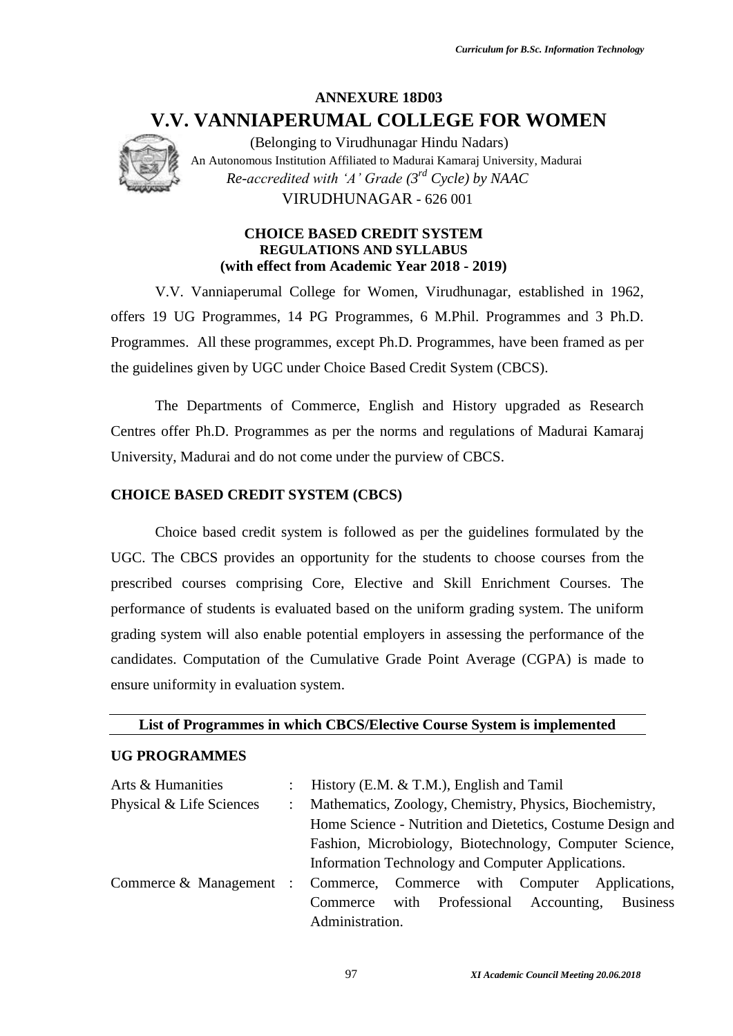## ANNEXURE 18D03

# V.V. VANNIAPERUMAL COLLEGE FOR WOMEN

(Belonging to Virudhunagar Hindu Nadars)
An Autonomous Institution Affiliated to Madurai Kamaraj University, Madurai
*Re-accredited with 'A' Grade (3rd Cycle) by NAAC*
VIRUDHUNAGAR - 626 001

**CHOICE BASED CREDIT SYSTEM**
**REGULATIONS AND SYLLABUS**
**(with effect from Academic Year 2018 - 2019)**

V.V. Vanniaperumal College for Women, Virudhunagar, established in 1962, offers 19 UG Programmes, 14 PG Programmes, 6 M.Phil. Programmes and 3 Ph.D. Programmes. All these programmes, except Ph.D. Programmes, have been framed as per the guidelines given by UGC under Choice Based Credit System (CBCS).

The Departments of Commerce, English and History upgraded as Research Centres offer Ph.D. Programmes as per the norms and regulations of Madurai Kamaraj University, Madurai and do not come under the purview of CBCS.

### CHOICE BASED CREDIT SYSTEM (CBCS)

Choice based credit system is followed as per the guidelines formulated by the UGC. The CBCS provides an opportunity for the students to choose courses from the prescribed courses comprising Core, Elective and Skill Enrichment Courses. The performance of students is evaluated based on the uniform grading system. The uniform grading system will also enable potential employers in assessing the performance of the candidates. Computation of the Cumulative Grade Point Average (CGPA) is made to ensure uniformity in evaluation system.

### List of Programmes in which CBCS/Elective Course System is implemented

**UG PROGRAMMES**

| | | |
|---|---|---|
| Arts & Humanities | : | History (E.M. & T.M.), English and Tamil |
| Physical & Life Sciences | : | Mathematics, Zoology, Chemistry, Physics, Biochemistry, Home Science - Nutrition and Dietetics, Costume Design and Fashion, Microbiology, Biotechnology, Computer Science, Information Technology and Computer Applications. |
| Commerce & Management | : | Commerce, Commerce with Computer Applications, Commerce with Professional Accounting, Business Administration. |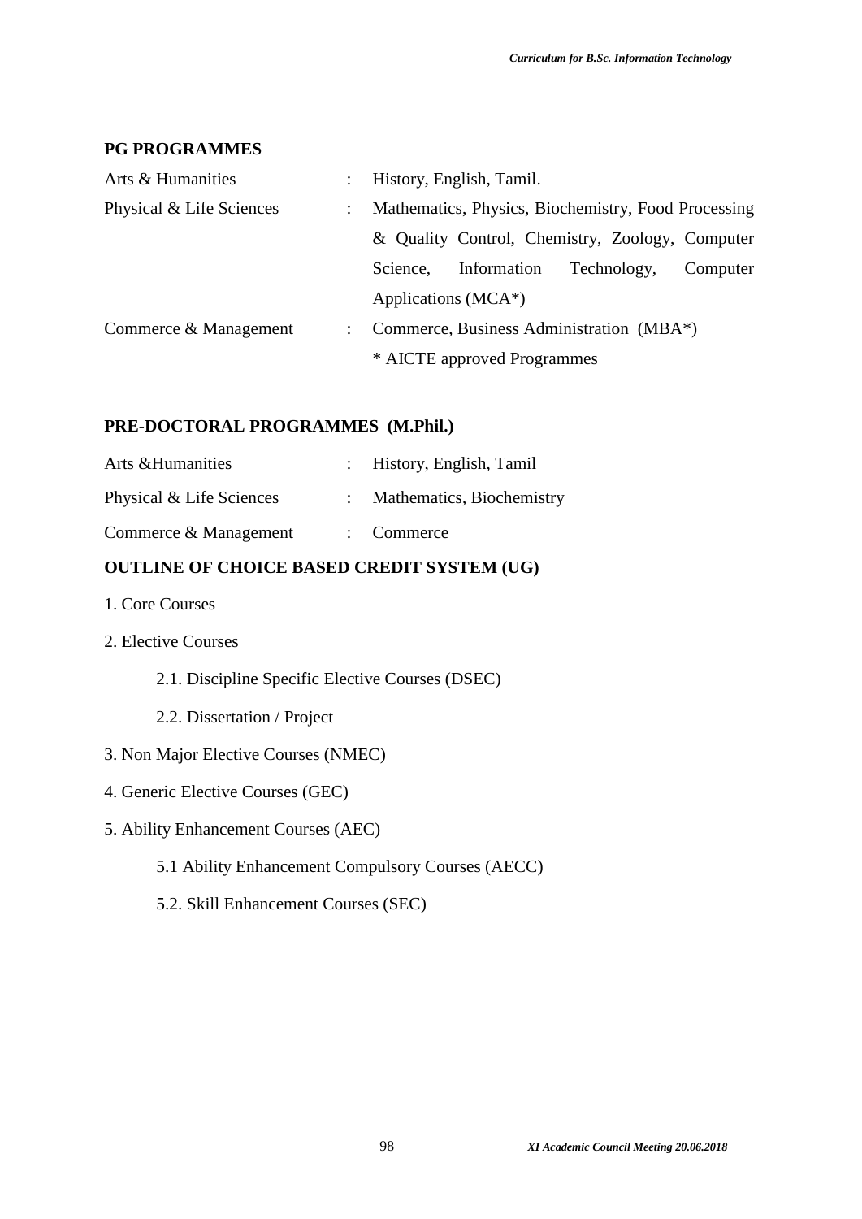## PG PROGRAMMES

| | | |
|---|---|---|
| Arts & Humanities | : | History, English, Tamil. |
| Physical & Life Sciences | : | Mathematics, Physics, Biochemistry, Food Processing & Quality Control, Chemistry, Zoology, Computer Science, Information Technology, Computer Applications (MCA*) |
| Commerce & Management | : | Commerce, Business Administration (MBA*) |
| | | * AICTE approved Programmes |

## PRE-DOCTORAL PROGRAMMES (M.Phil.)

| | | |
|---|---|---|
| Arts &Humanities | : | History, English, Tamil |
| Physical & Life Sciences | : | Mathematics, Biochemistry |
| Commerce & Management | : | Commerce |

## OUTLINE OF CHOICE BASED CREDIT SYSTEM (UG)

1. Core Courses
2. Elective Courses
    - 2.1. Discipline Specific Elective Courses (DSEC)
    - 2.2. Dissertation / Project
3. Non Major Elective Courses (NMEC)
4. Generic Elective Courses (GEC)
5. Ability Enhancement Courses (AEC)
    - 5.1 Ability Enhancement Compulsory Courses (AECC)
    - 5.2. Skill Enhancement Courses (SEC)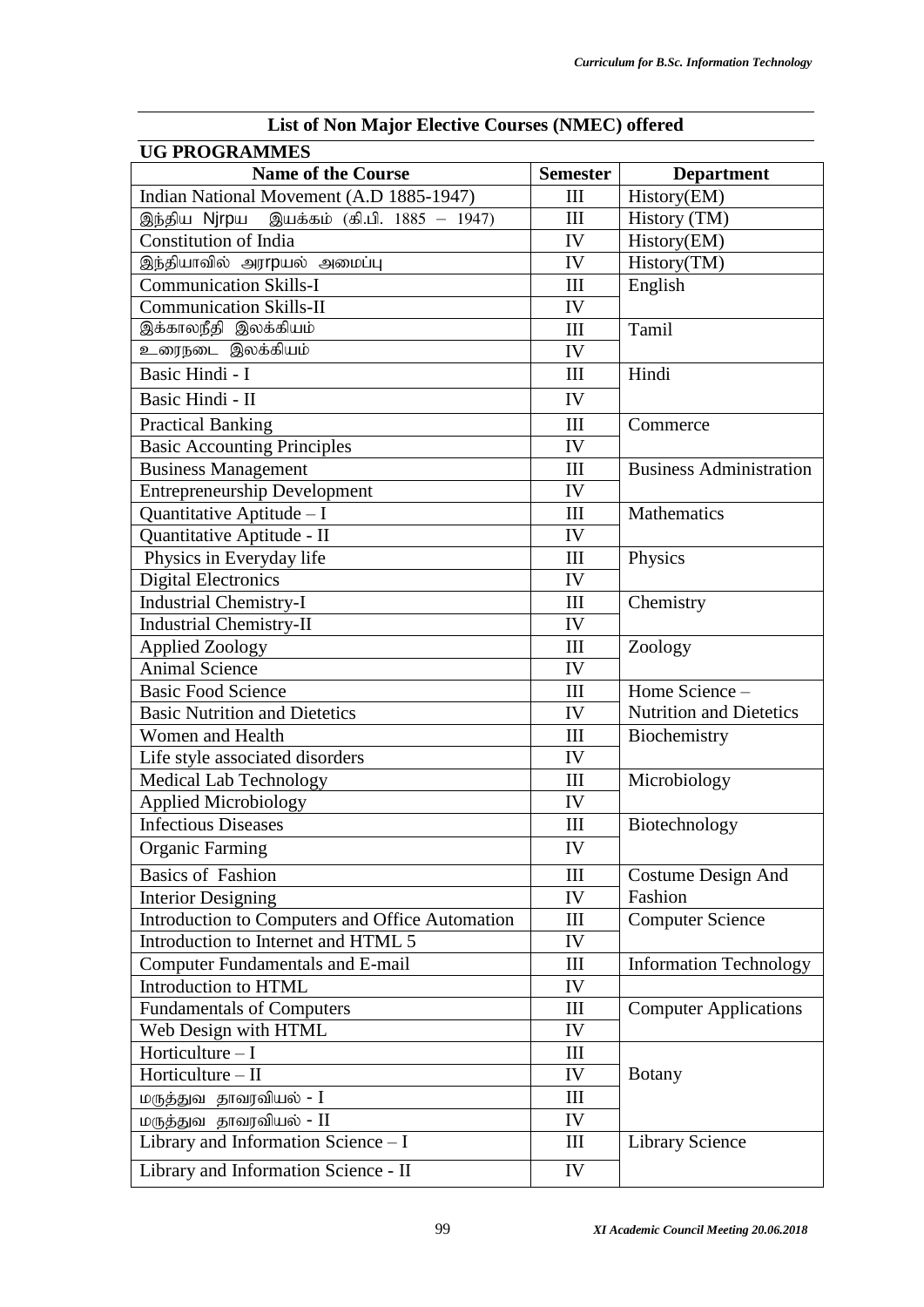## List of Non Major Elective Courses (NMEC) offered

### UG PROGRAMMES

| Name of the Course | Semester | Department |
|---|---|---|
| Indian National Movement (A.D 1885-1947) | III | History(EM) |
| இந்திய Njrpa இயக்கம் (கி.பி. 1885 – 1947) | III | History (TM) |
| Constitution of India | IV | History(EM) |
| இந்தியாவில் அரrpயல் அமைப்பு | IV | History(TM) |
| Communication Skills-I | III | English |
| Communication Skills-II | IV | |
| இக்காலநீதி இலக்கியம் | III | Tamil |
| உரைநடை இலக்கியம் | IV | |
| Basic Hindi - I | III | Hindi |
| Basic Hindi - II | IV | |
| Practical Banking | III | Commerce |
| Basic Accounting Principles | IV | |
| Business Management | III | Business Administration |
| Entrepreneurship Development | IV | |
| Quantitative Aptitude – I | III | Mathematics |
| Quantitative Aptitude - II | IV | |
| Physics in Everyday life | III | Physics |
| Digital Electronics | IV | |
| Industrial Chemistry-I | III | Chemistry |
| Industrial Chemistry-II | IV | |
| Applied Zoology | III | Zoology |
| Animal Science | IV | |
| Basic Food Science | III | Home Science – Nutrition and Dietetics |
| Basic Nutrition and Dietetics | IV | |
| Women and Health | III | Biochemistry |
| Life style associated disorders | IV | |
| Medical Lab Technology | III | Microbiology |
| Applied Microbiology | IV | |
| Infectious Diseases | III | Biotechnology |
| Organic Farming | IV | |
| Basics of Fashion | III | Costume Design And Fashion |
| Interior Designing | IV | |
| Introduction to Computers and Office Automation | III | Computer Science |
| Introduction to Internet and HTML 5 | IV | |
| Computer Fundamentals and E-mail | III | Information Technology |
| Introduction to HTML | IV | |
| Fundamentals of Computers | III | Computer Applications |
| Web Design with HTML | IV | |
| Horticulture – I | III | Botany |
| Horticulture – II | IV | |
| மருத்துவ தாவரவியல் - I | III | |
| மருத்துவ தாவரவியல் - II | IV | |
| Library and Information Science – I | III | Library Science |
| Library and Information Science - II | IV | |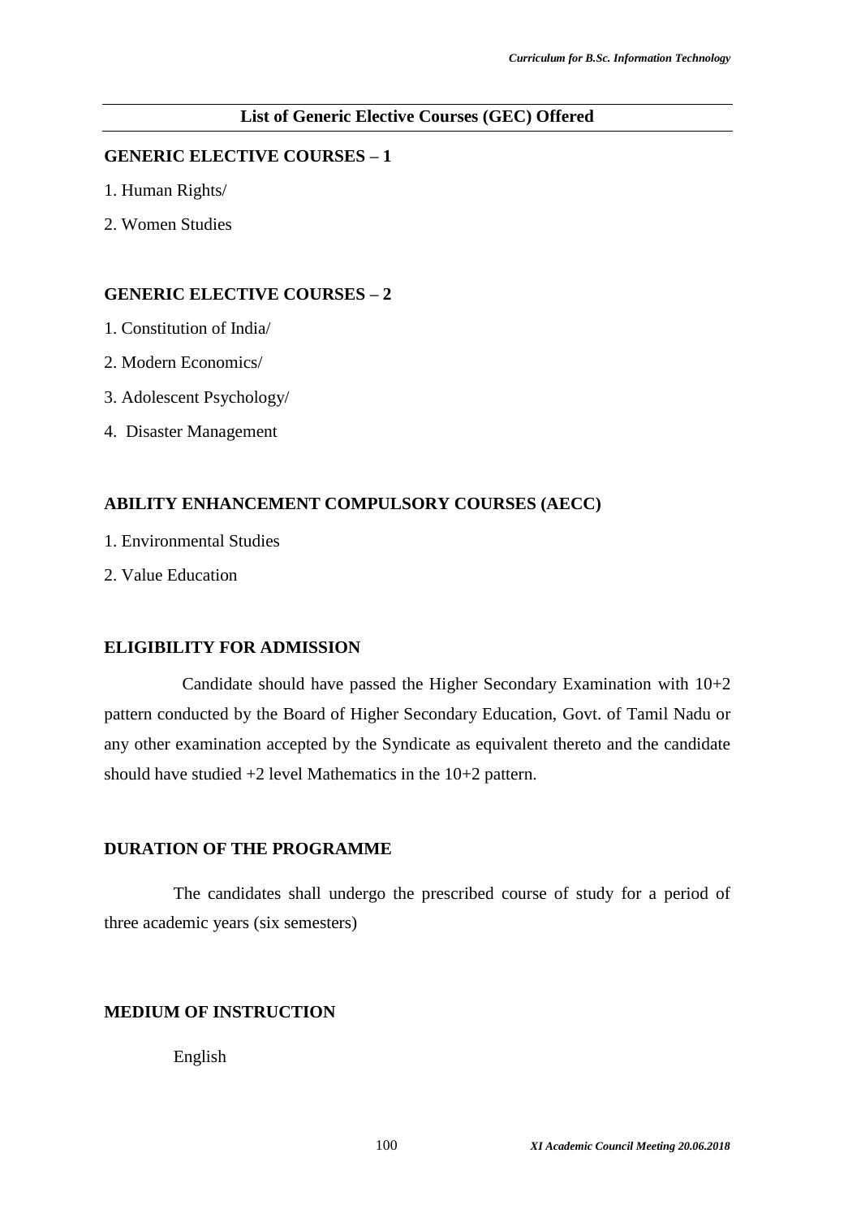## List of Generic Elective Courses (GEC) Offered

### GENERIC ELECTIVE COURSES – 1

1. Human Rights/
2. Women Studies

### GENERIC ELECTIVE COURSES – 2

1. Constitution of India/
2. Modern Economics/
3. Adolescent Psychology/
4. Disaster Management

### ABILITY ENHANCEMENT COMPULSORY COURSES (AECC)

1. Environmental Studies
2. Value Education

### ELIGIBILITY FOR ADMISSION

Candidate should have passed the Higher Secondary Examination with 10+2 pattern conducted by the Board of Higher Secondary Education, Govt. of Tamil Nadu or any other examination accepted by the Syndicate as equivalent thereto and the candidate should have studied +2 level Mathematics in the 10+2 pattern.

### DURATION OF THE PROGRAMME

The candidates shall undergo the prescribed course of study for a period of three academic years (six semesters)

### MEDIUM OF INSTRUCTION

English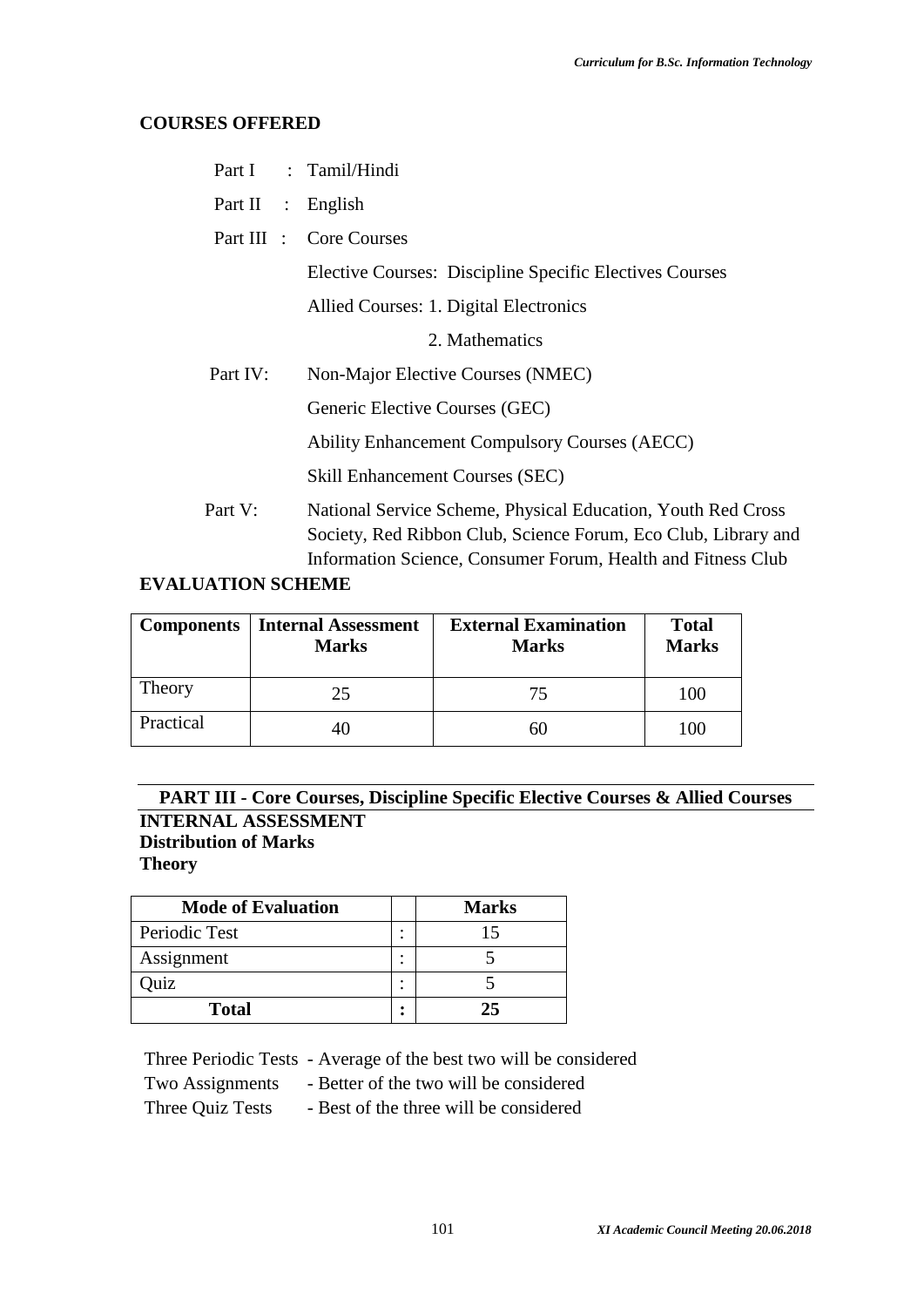## COURSES OFFERED

| | | |
|---|---|---|
| Part I | : | Tamil/Hindi |
| Part II | : | English |
| Part III | : | Core Courses |
| | | Elective Courses: Discipline Specific Electives Courses |
| | | Allied Courses: 1. Digital Electronics |
| | | 2. Mathematics |
| Part IV: | | Non-Major Elective Courses (NMEC) |
| | | Generic Elective Courses (GEC) |
| | | Ability Enhancement Compulsory Courses (AECC) |
| | | Skill Enhancement Courses (SEC) |
| Part V: | | National Service Scheme, Physical Education, Youth Red Cross Society, Red Ribbon Club, Science Forum, Eco Club, Library and Information Science, Consumer Forum, Health and Fitness Club |

## EVALUATION SCHEME

| Components | Internal Assessment Marks | External Examination Marks | Total Marks |
|---|---|---|---|
| Theory | 25 | 75 | 100 |
| Practical | 40 | 60 | 100 |

### PART III - Core Courses, Discipline Specific Elective Courses & Allied Courses

**INTERNAL ASSESSMENT**
**Distribution of Marks**
**Theory**

| Mode of Evaluation | | Marks |
|---|---|---|
| Periodic Test | : | 15 |
| Assignment | : | 5 |
| Quiz | : | 5 |
| **Total** | **:** | **25** |

Three Periodic Tests - Average of the best two will be considered
Two Assignments - Better of the two will be considered
Three Quiz Tests - Best of the three will be considered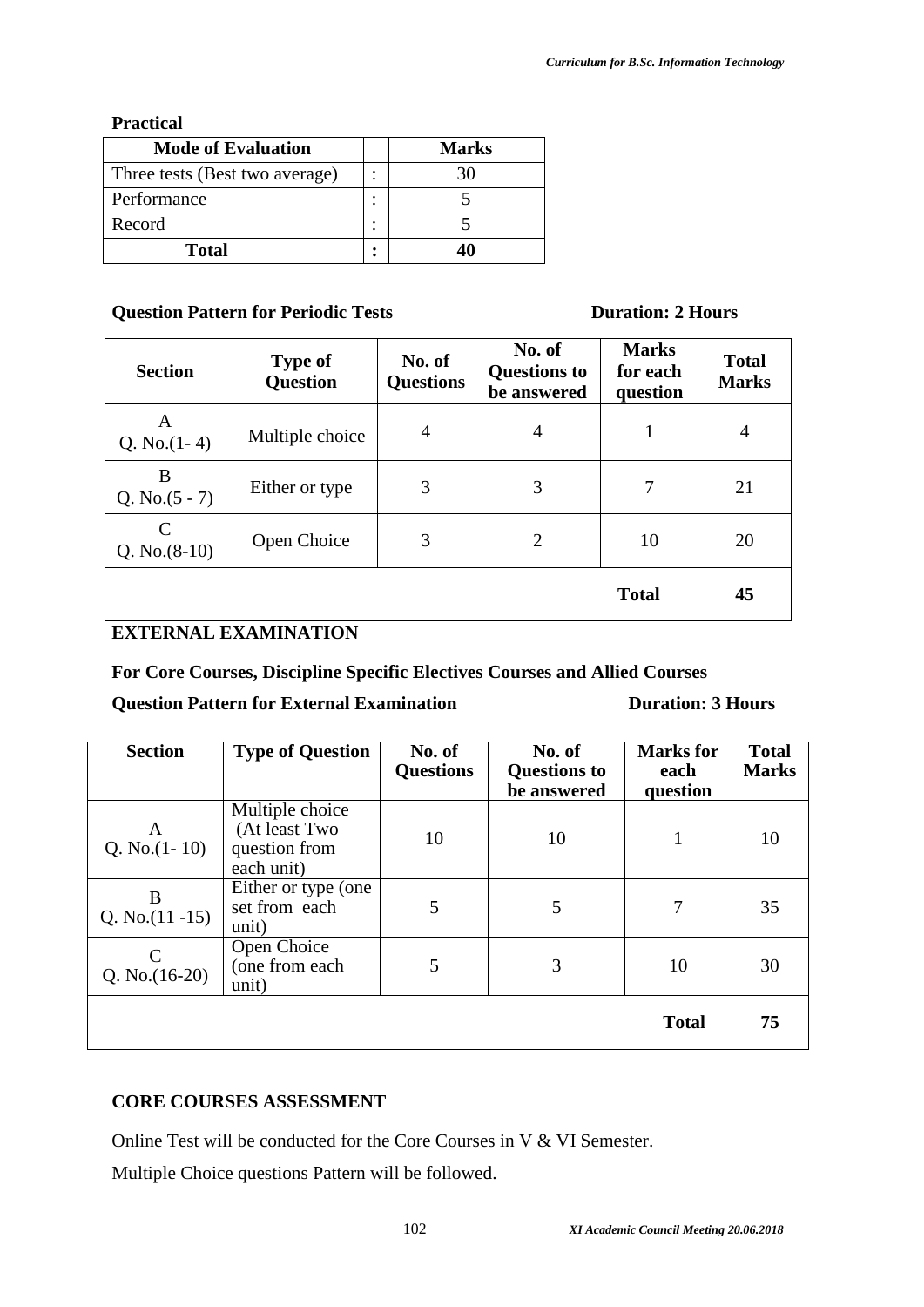**Practical**

| Mode of Evaluation | | Marks |
|---|---|---|
| Three tests (Best two average) | : | 30 |
| Performance | : | 5 |
| Record | : | 5 |
| **Total** | **:** | **40** |

**Question Pattern for Periodic Tests** **Duration: 2 Hours**

| Section | Type of Question | No. of Questions | No. of Questions to be answered | Marks for each question | Total Marks |
|---|---|---|---|---|---|
| A Q. No.(1- 4) | Multiple choice | 4 | 4 | 1 | 4 |
| B Q. No.(5 - 7) | Either or type | 3 | 3 | 7 | 21 |
| C Q. No.(8-10) | Open Choice | 3 | 2 | 10 | 20 |
| | | | | **Total** | **45** |

## EXTERNAL EXAMINATION

**For Core Courses, Discipline Specific Electives Courses and Allied Courses**

**Question Pattern for External Examination** **Duration: 3 Hours**

| Section | Type of Question | No. of Questions | No. of Questions to be answered | Marks for each question | Total Marks |
|---|---|---|---|---|---|
| A Q. No.(1- 10) | Multiple choice (At least Two question from each unit) | 10 | 10 | 1 | 10 |
| B Q. No.(11 -15) | Either or type (one set from each unit) | 5 | 5 | 7 | 35 |
| C Q. No.(16-20) | Open Choice (one from each unit) | 5 | 3 | 10 | 30 |
| | | | | **Total** | **75** |

## CORE COURSES ASSESSMENT

Online Test will be conducted for the Core Courses in V & VI Semester.

Multiple Choice questions Pattern will be followed.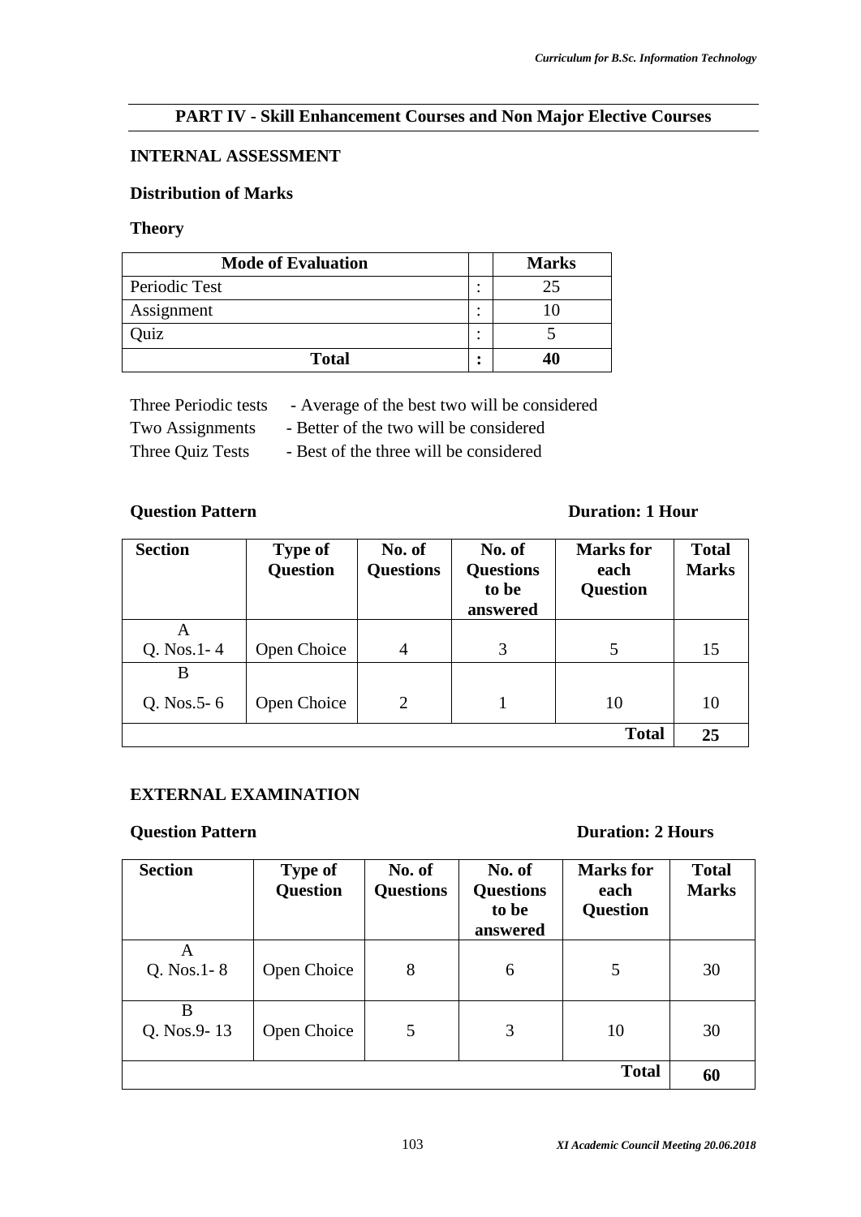## PART IV - Skill Enhancement Courses and Non Major Elective Courses

### INTERNAL ASSESSMENT

**Distribution of Marks**

**Theory**

| Mode of Evaluation | | Marks |
|---|---|---|
| Periodic Test | : | 25 |
| Assignment | : | 10 |
| Quiz | : | 5 |
| **Total** | **:** | **40** |

Three Periodic tests - Average of the best two will be considered
Two Assignments - Better of the two will be considered
Three Quiz Tests - Best of the three will be considered

**Question Pattern** **Duration: 1 Hour**

| Section | Type of Question | No. of Questions | No. of Questions to be answered | Marks for each Question | Total Marks |
|---|---|---|---|---|---|
| A Q. Nos.1- 4 | Open Choice | 4 | 3 | 5 | 15 |
| B Q. Nos.5- 6 | Open Choice | 2 | 1 | 10 | 10 |
| | | | | **Total** | **25** |

### EXTERNAL EXAMINATION

**Question Pattern** **Duration: 2 Hours**

| Section | Type of Question | No. of Questions | No. of Questions to be answered | Marks for each Question | Total Marks |
|---|---|---|---|---|---|
| A Q. Nos.1- 8 | Open Choice | 8 | 6 | 5 | 30 |
| B Q. Nos.9- 13 | Open Choice | 5 | 3 | 10 | 30 |
| | | | | **Total** | **60** |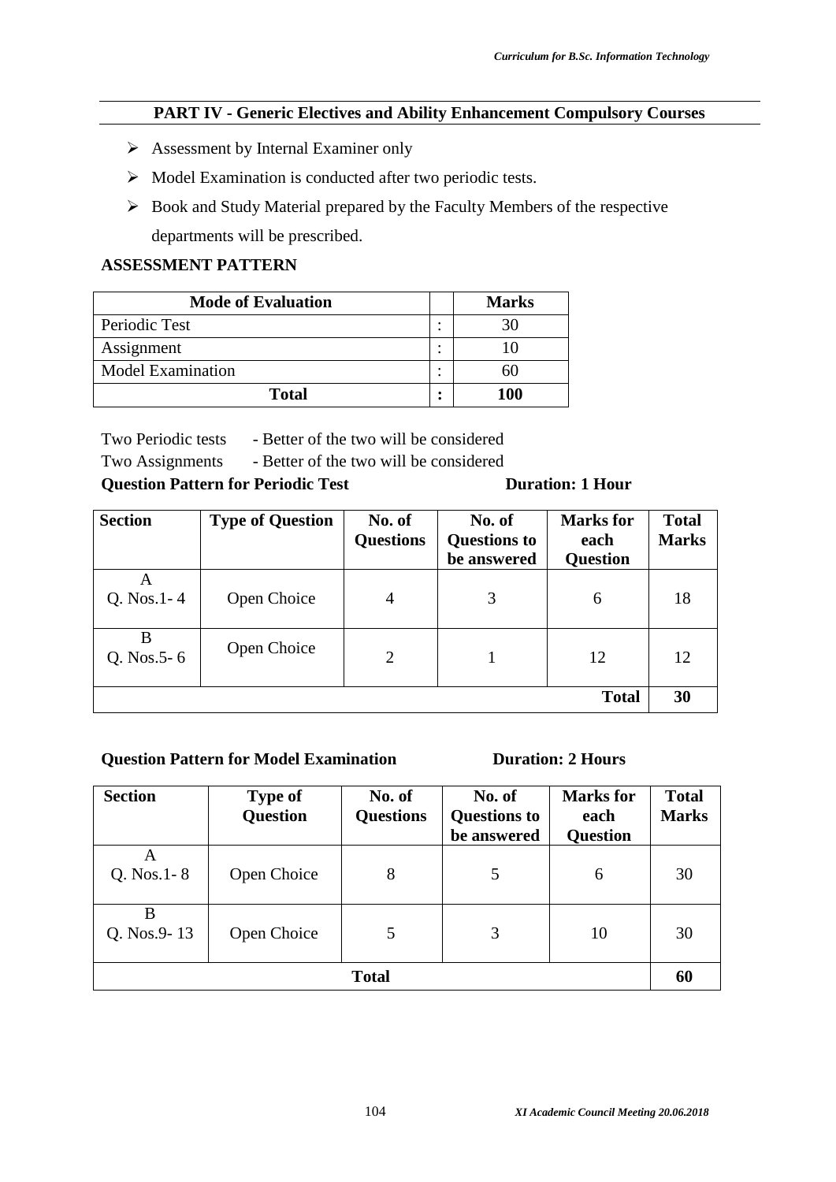## PART IV - Generic Electives and Ability Enhancement Compulsory Courses

- Assessment by Internal Examiner only
- Model Examination is conducted after two periodic tests.
- Book and Study Material prepared by the Faculty Members of the respective departments will be prescribed.

**ASSESSMENT PATTERN**

| Mode of Evaluation | | Marks |
|---|---|---|
| Periodic Test | : | 30 |
| Assignment | : | 10 |
| Model Examination | : | 60 |
| **Total** | **:** | **100** |

Two Periodic tests - Better of the two will be considered

Two Assignments - Better of the two will be considered

**Question Pattern for Periodic Test** **Duration: 1 Hour**

| Section | Type of Question | No. of Questions | No. of Questions to be answered | Marks for each Question | Total Marks |
|---|---|---|---|---|---|
| A Q. Nos.1- 4 | Open Choice | 4 | 3 | 6 | 18 |
| B Q. Nos.5- 6 | Open Choice | 2 | 1 | 12 | 12 |
| | | | | **Total** | **30** |

**Question Pattern for Model Examination** **Duration: 2 Hours**

| Section | Type of Question | No. of Questions | No. of Questions to be answered | Marks for each Question | Total Marks |
|---|---|---|---|---|---|
| A Q. Nos.1- 8 | Open Choice | 8 | 5 | 6 | 30 |
| B Q. Nos.9- 13 | Open Choice | 5 | 3 | 10 | 30 |
| **Total** | | | | | **60** |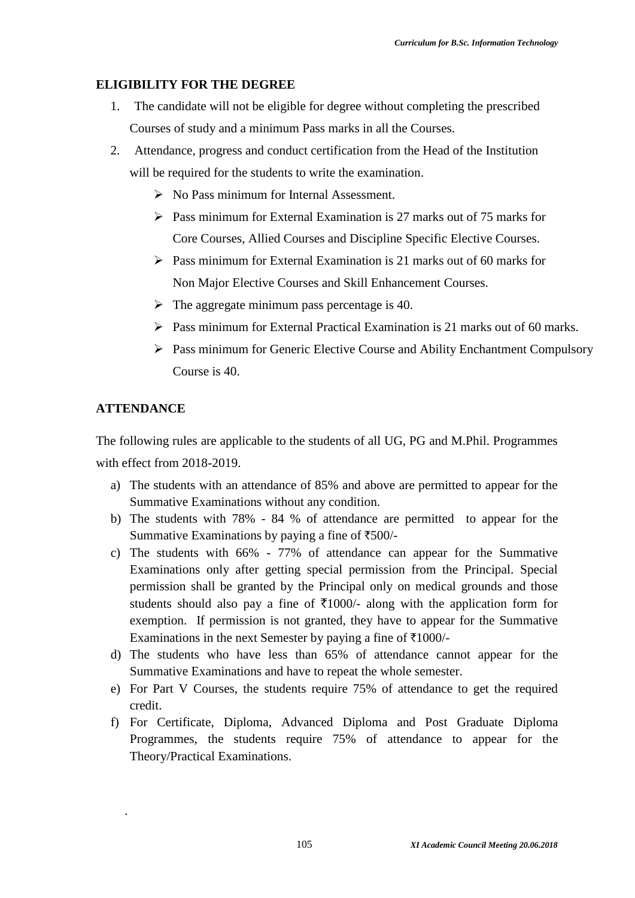## ELIGIBILITY FOR THE DEGREE

1. The candidate will not be eligible for degree without completing the prescribed Courses of study and a minimum Pass marks in all the Courses.
2. Attendance, progress and conduct certification from the Head of the Institution will be required for the students to write the examination.
   - No Pass minimum for Internal Assessment.
   - Pass minimum for External Examination is 27 marks out of 75 marks for Core Courses, Allied Courses and Discipline Specific Elective Courses.
   - Pass minimum for External Examination is 21 marks out of 60 marks for Non Major Elective Courses and Skill Enhancement Courses.
   - The aggregate minimum pass percentage is 40.
   - Pass minimum for External Practical Examination is 21 marks out of 60 marks.
   - Pass minimum for Generic Elective Course and Ability Enchantment Compulsory Course is 40.

## ATTENDANCE

The following rules are applicable to the students of all UG, PG and M.Phil. Programmes with effect from 2018-2019.

a) The students with an attendance of 85% and above are permitted to appear for the Summative Examinations without any condition.

b) The students with 78% - 84 % of attendance are permitted to appear for the Summative Examinations by paying a fine of ₹500/-

c) The students with 66% - 77% of attendance can appear for the Summative Examinations only after getting special permission from the Principal. Special permission shall be granted by the Principal only on medical grounds and those students should also pay a fine of ₹1000/- along with the application form for exemption. If permission is not granted, they have to appear for the Summative Examinations in the next Semester by paying a fine of ₹1000/-

d) The students who have less than 65% of attendance cannot appear for the Summative Examinations and have to repeat the whole semester.

e) For Part V Courses, the students require 75% of attendance to get the required credit.

f) For Certificate, Diploma, Advanced Diploma and Post Graduate Diploma Programmes, the students require 75% of attendance to appear for the Theory/Practical Examinations.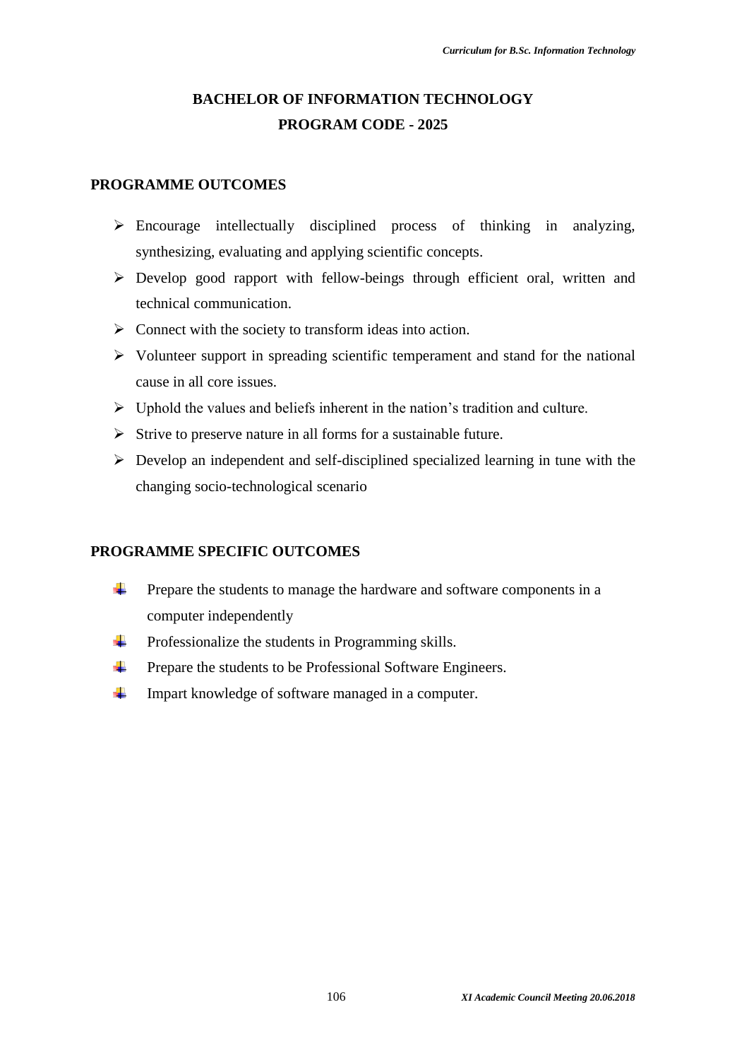# BACHELOR OF INFORMATION TECHNOLOGY
## PROGRAM CODE - 2025

## PROGRAMME OUTCOMES

- Encourage intellectually disciplined process of thinking in analyzing, synthesizing, evaluating and applying scientific concepts.
- Develop good rapport with fellow-beings through efficient oral, written and technical communication.
- Connect with the society to transform ideas into action.
- Volunteer support in spreading scientific temperament and stand for the national cause in all core issues.
- Uphold the values and beliefs inherent in the nation's tradition and culture.
- Strive to preserve nature in all forms for a sustainable future.
- Develop an independent and self-disciplined specialized learning in tune with the changing socio-technological scenario

## PROGRAMME SPECIFIC OUTCOMES

- Prepare the students to manage the hardware and software components in a computer independently
- Professionalize the students in Programming skills.
- Prepare the students to be Professional Software Engineers.
- Impart knowledge of software managed in a computer.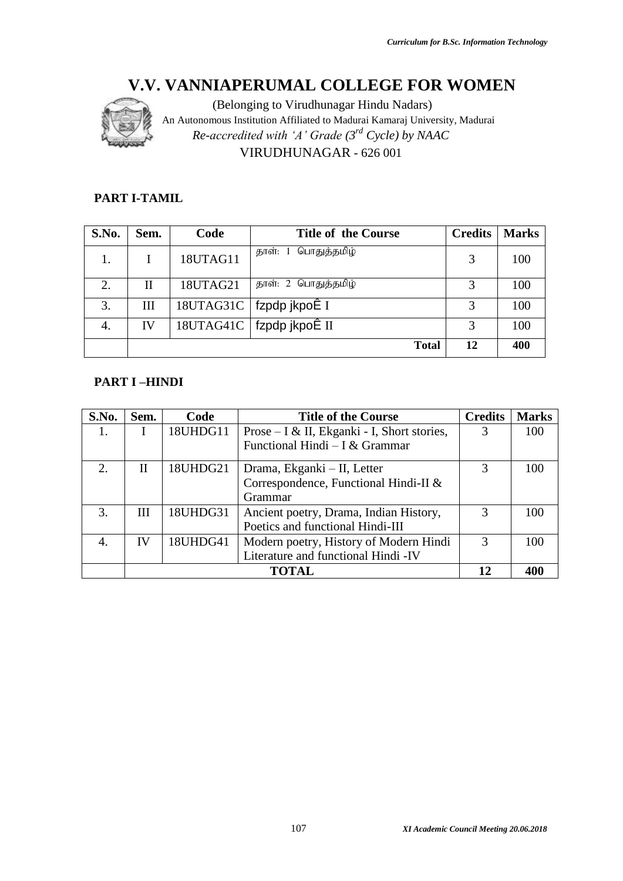# V.V. VANNIAPERUMAL COLLEGE FOR WOMEN

(Belonging to Virudhunagar Hindu Nadars)

An Autonomous Institution Affiliated to Madurai Kamaraj University, Madurai

*Re-accredited with 'A' Grade (3rd Cycle) by NAAC*

VIRUDHUNAGAR - 626 001

## PART I-TAMIL

| S.No. | Sem. | Code | Title of the Course | Credits | Marks |
|---|---|---|---|---|---|
| 1. | I | 18UTAG11 | தாள்: 1 பொதுத்தமிழ் | 3 | 100 |
| 2. | II | 18UTAG21 | தாள்: 2 பொதுத்தமிழ் | 3 | 100 |
| 3. | III | 18UTAG31C | fzpdp jkpoÊ I | 3 | 100 |
| 4. | IV | 18UTAG41C | fzpdp jkpoÊ II | 3 | 100 |
| | | | **Total** | **12** | **400** |

## PART I –HINDI

| S.No. | Sem. | Code | Title of the Course | Credits | Marks |
|---|---|---|---|---|---|
| 1. | I | 18UHDG11 | Prose – I & II, Ekganki - I, Short stories, Functional Hindi – I & Grammar | 3 | 100 |
| 2. | II | 18UHDG21 | Drama, Ekganki – II, Letter Correspondence, Functional Hindi-II & Grammar | 3 | 100 |
| 3. | III | 18UHDG31 | Ancient poetry, Drama, Indian History, Poetics and functional Hindi-III | 3 | 100 |
| 4. | IV | 18UHDG41 | Modern poetry, History of Modern Hindi Literature and functional Hindi -IV | 3 | 100 |
| | | | **TOTAL** | **12** | **400** |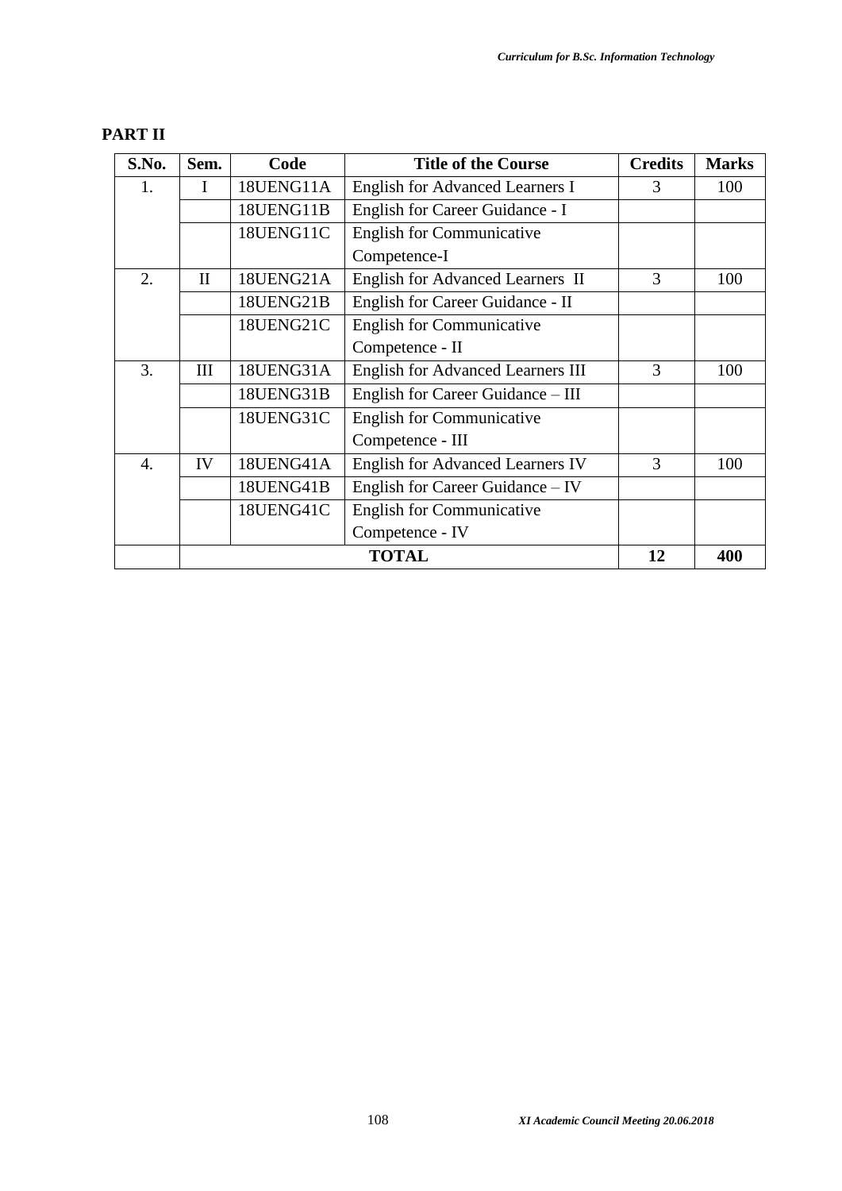## PART II

| S.No. | Sem. | Code | Title of the Course | Credits | Marks |
|---|---|---|---|---|---|
| 1. | I | 18UENG11A | English for Advanced Learners I | 3 | 100 |
| | | 18UENG11B | English for Career Guidance - I | | |
| | | 18UENG11C | English for Communicative Competence-I | | |
| 2. | II | 18UENG21A | English for Advanced Learners II | 3 | 100 |
| | | 18UENG21B | English for Career Guidance - II | | |
| | | 18UENG21C | English for Communicative Competence - II | | |
| 3. | III | 18UENG31A | English for Advanced Learners III | 3 | 100 |
| | | 18UENG31B | English for Career Guidance – III | | |
| | | 18UENG31C | English for Communicative Competence - III | | |
| 4. | IV | 18UENG41A | English for Advanced Learners IV | 3 | 100 |
| | | 18UENG41B | English for Career Guidance – IV | | |
| | | 18UENG41C | English for Communicative Competence - IV | | |
| | **TOTAL** | | | **12** | **400** |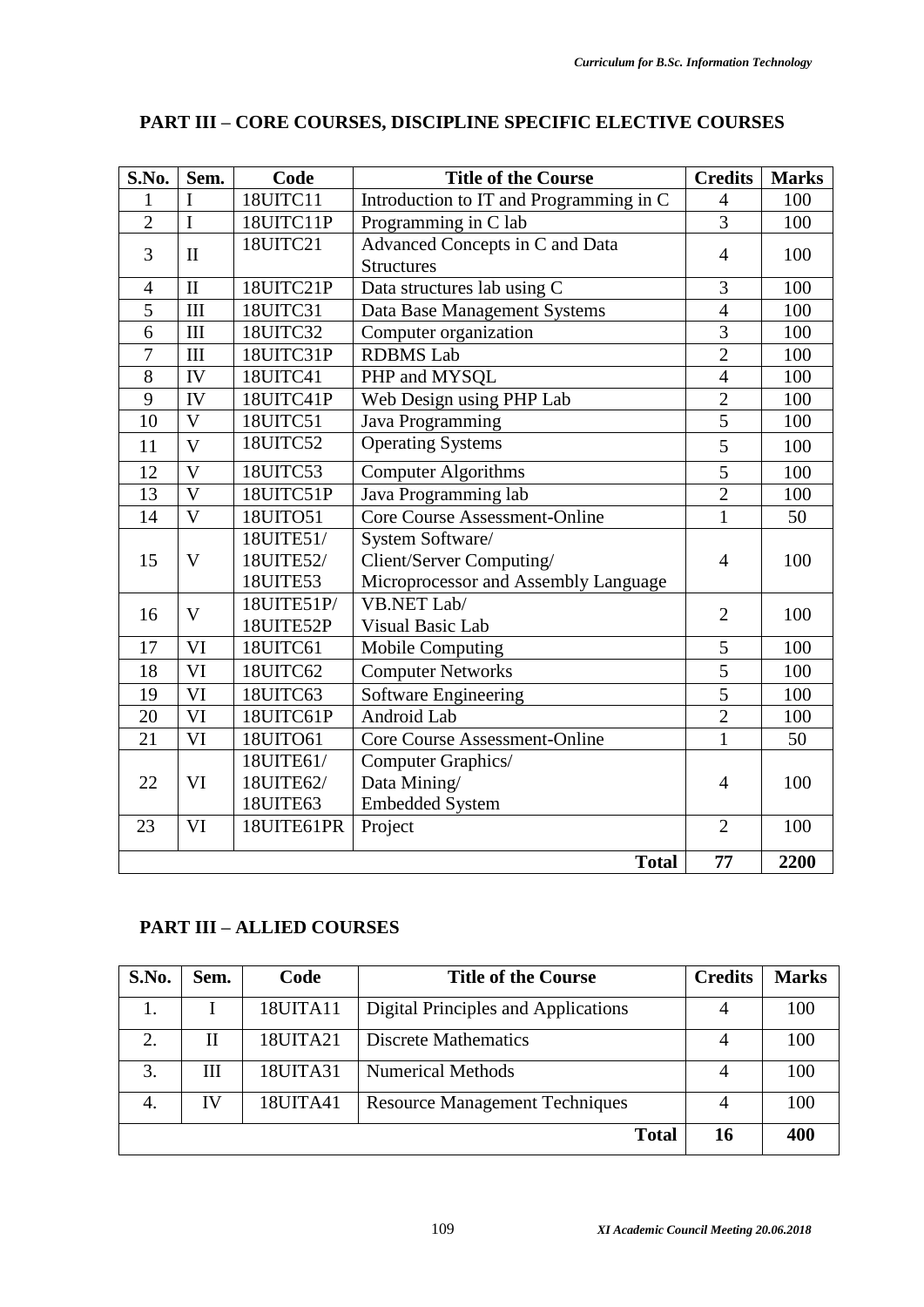## PART III – CORE COURSES, DISCIPLINE SPECIFIC ELECTIVE COURSES

| S.No. | Sem. | Code | Title of the Course | Credits | Marks |
|---|---|---|---|---|---|
| 1 | I | 18UITC11 | Introduction to IT and Programming in C | 4 | 100 |
| 2 | I | 18UITC11P | Programming in C lab | 3 | 100 |
| 3 | II | 18UITC21 | Advanced Concepts in C and Data Structures | 4 | 100 |
| 4 | II | 18UITC21P | Data structures lab using C | 3 | 100 |
| 5 | III | 18UITC31 | Data Base Management Systems | 4 | 100 |
| 6 | III | 18UITC32 | Computer organization | 3 | 100 |
| 7 | III | 18UITC31P | RDBMS Lab | 2 | 100 |
| 8 | IV | 18UITC41 | PHP and MYSQL | 4 | 100 |
| 9 | IV | 18UITC41P | Web Design using PHP Lab | 2 | 100 |
| 10 | V | 18UITC51 | Java Programming | 5 | 100 |
| 11 | V | 18UITC52 | Operating Systems | 5 | 100 |
| 12 | V | 18UITC53 | Computer Algorithms | 5 | 100 |
| 13 | V | 18UITC51P | Java Programming lab | 2 | 100 |
| 14 | V | 18UITO51 | Core Course Assessment-Online | 1 | 50 |
| 15 | V | 18UITE51/ 18UITE52/ 18UITE53 | System Software/ Client/Server Computing/ Microprocessor and Assembly Language | 4 | 100 |
| 16 | V | 18UITE51P/ 18UITE52P | VB.NET Lab/ Visual Basic Lab | 2 | 100 |
| 17 | VI | 18UITC61 | Mobile Computing | 5 | 100 |
| 18 | VI | 18UITC62 | Computer Networks | 5 | 100 |
| 19 | VI | 18UITC63 | Software Engineering | 5 | 100 |
| 20 | VI | 18UITC61P | Android Lab | 2 | 100 |
| 21 | VI | 18UITO61 | Core Course Assessment-Online | 1 | 50 |
| 22 | VI | 18UITE61/ 18UITE62/ 18UITE63 | Computer Graphics/ Data Mining/ Embedded System | 4 | 100 |
| 23 | VI | 18UITE61PR | Project | 2 | 100 |
| | | | **Total** | **77** | **2200** |

## PART III – ALLIED COURSES

| S.No. | Sem. | Code | Title of the Course | Credits | Marks |
|---|---|---|---|---|---|
| 1. | I | 18UITA11 | Digital Principles and Applications | 4 | 100 |
| 2. | II | 18UITA21 | Discrete Mathematics | 4 | 100 |
| 3. | III | 18UITA31 | Numerical Methods | 4 | 100 |
| 4. | IV | 18UITA41 | Resource Management Techniques | 4 | 100 |
| | | | **Total** | **16** | **400** |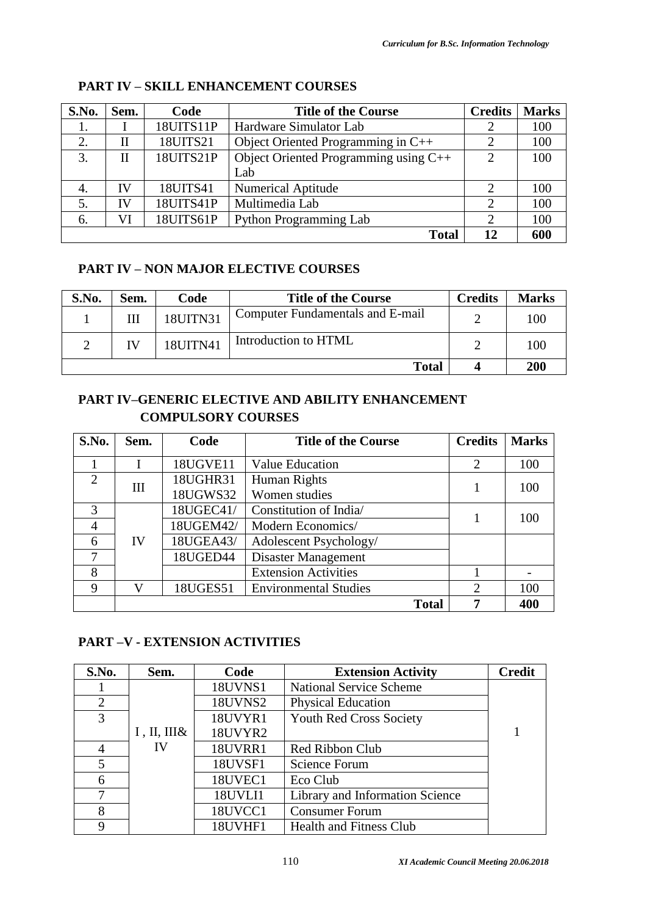## PART IV – SKILL ENHANCEMENT COURSES

| S.No. | Sem. | Code | Title of the Course | Credits | Marks |
|---|---|---|---|---|---|
| 1. | I | 18UITS11P | Hardware Simulator Lab | 2 | 100 |
| 2. | II | 18UITS21 | Object Oriented Programming in C++ | 2 | 100 |
| 3. | II | 18UITS21P | Object Oriented Programming using C++ Lab | 2 | 100 |
| 4. | IV | 18UITS41 | Numerical Aptitude | 2 | 100 |
| 5. | IV | 18UITS41P | Multimedia Lab | 2 | 100 |
| 6. | VI | 18UITS61P | Python Programming Lab | 2 | 100 |
| | | | **Total** | **12** | **600** |

## PART IV – NON MAJOR ELECTIVE COURSES

| S.No. | Sem. | Code | Title of the Course | Credits | Marks |
|---|---|---|---|---|---|
| 1 | III | 18UITN31 | Computer Fundamentals and E-mail | 2 | 100 |
| 2 | IV | 18UITN41 | Introduction to HTML | 2 | 100 |
| | | | **Total** | **4** | **200** |

## PART IV–GENERIC ELECTIVE AND ABILITY ENHANCEMENT COMPULSORY COURSES

| S.No. | Sem. | Code | Title of the Course | Credits | Marks |
|---|---|---|---|---|---|
| 1 | I | 18UGVE11 | Value Education | 2 | 100 |
| 2 | III | 18UGHR31<br>18UGWS32 | Human Rights<br>Women studies | 1 | 100 |
| 3 | IV | 18UGEC41/ | Constitution of India/ | 1 | 100 |
| 4 | | 18UGEM42/ | Modern Economics/ | | |
| 6 | | 18UGEA43/ | Adolescent Psychology/ | | |
| 7 | | 18UGED44 | Disaster Management | | |
| 8 | | | Extension Activities | 1 | - |
| 9 | V | 18UGES51 | Environmental Studies | 2 | 100 |
| | | | **Total** | **7** | **400** |

## PART –V - EXTENSION ACTIVITIES

| S.No. | Sem. | Code | Extension Activity | Credit |
|---|---|---|---|---|
| 1 | I , II, III& IV | 18UVNS1 | National Service Scheme | 1 |
| 2 | | 18UVNS2 | Physical Education | |
| 3 | | 18UVYR1<br>18UVYR2 | Youth Red Cross Society | |
| 4 | | 18UVRR1 | Red Ribbon Club | |
| 5 | | 18UVSF1 | Science Forum | |
| 6 | | 18UVEC1 | Eco Club | |
| 7 | | 18UVLI1 | Library and Information Science | |
| 8 | | 18UVCC1 | Consumer Forum | |
| 9 | | 18UVHF1 | Health and Fitness Club | |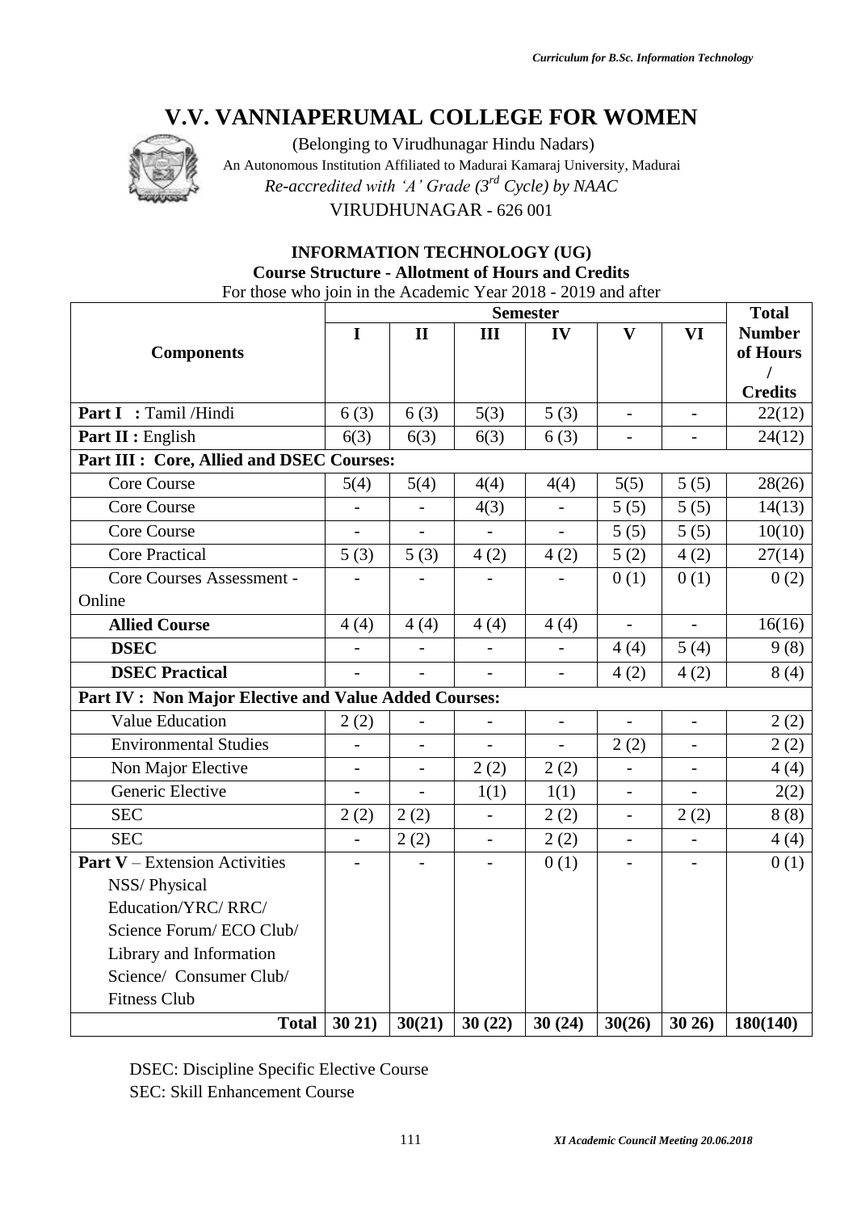# V.V. VANNIAPERUMAL COLLEGE FOR WOMEN

(Belonging to Virudhunagar Hindu Nadars)
An Autonomous Institution Affiliated to Madurai Kamaraj University, Madurai
*Re-accredited with 'A' Grade (3rd Cycle) by NAAC*
VIRUDHUNAGAR - 626 001

**INFORMATION TECHNOLOGY (UG)**
**Course Structure - Allotment of Hours and Credits**
For those who join in the Academic Year 2018 - 2019 and after

| Components | Semester | | | | | | Total Number of Hours / Credits |
|---|---|---|---|---|---|---|---|
| | **I** | **II** | **III** | **IV** | **V** | **VI** | |
| **Part I : ** Tamil /Hindi | 6 (3) | 6 (3) | 5(3) | 5 (3) | - | - | 22(12) |
| **Part II :** English | 6(3) | 6(3) | 6(3) | 6 (3) | - | - | 24(12) |
| **Part III : Core, Allied and DSEC Courses:** | | | | | | | |
| Core Course | 5(4) | 5(4) | 4(4) | 4(4) | 5(5) | 5 (5) | 28(26) |
| Core Course | - | - | 4(3) | - | 5 (5) | 5 (5) | 14(13) |
| Core Course | - | - | - | - | 5 (5) | 5 (5) | 10(10) |
| Core Practical | 5 (3) | 5 (3) | 4 (2) | 4 (2) | 5 (2) | 4 (2) | 27(14) |
| Core Courses Assessment - Online | - | - | - | - | 0 (1) | 0 (1) | 0 (2) |
| **Allied Course** | 4 (4) | 4 (4) | 4 (4) | 4 (4) | - | - | 16(16) |
| **DSEC** | - | - | - | - | 4 (4) | 5 (4) | 9 (8) |
| **DSEC Practical** | - | - | - | - | 4 (2) | 4 (2) | 8 (4) |
| **Part IV : Non Major Elective and Value Added Courses:** | | | | | | | |
| Value Education | 2 (2) | - | - | - | - | - | 2 (2) |
| Environmental Studies | - | - | - | - | 2 (2) | - | 2 (2) |
| Non Major Elective | - | - | 2 (2) | 2 (2) | - | - | 4 (4) |
| Generic Elective | - | - | 1(1) | 1(1) | - | - | 2(2) |
| SEC | 2 (2) | 2 (2) | - | 2 (2) | - | 2 (2) | 8 (8) |
| SEC | - | 2 (2) | - | 2 (2) | - | - | 4 (4) |
| **Part V** – Extension Activities NSS/ Physical Education/YRC/ RRC/ Science Forum/ ECO Club/ Library and Information Science/ Consumer Club/ Fitness Club | - | - | - | 0 (1) | - | - | 0 (1) |
| **Total** | **30 21)** | **30(21)** | **30 (22)** | **30 (24)** | **30(26)** | **30 26)** | **180(140)** |

DSEC: Discipline Specific Elective Course
SEC: Skill Enhancement Course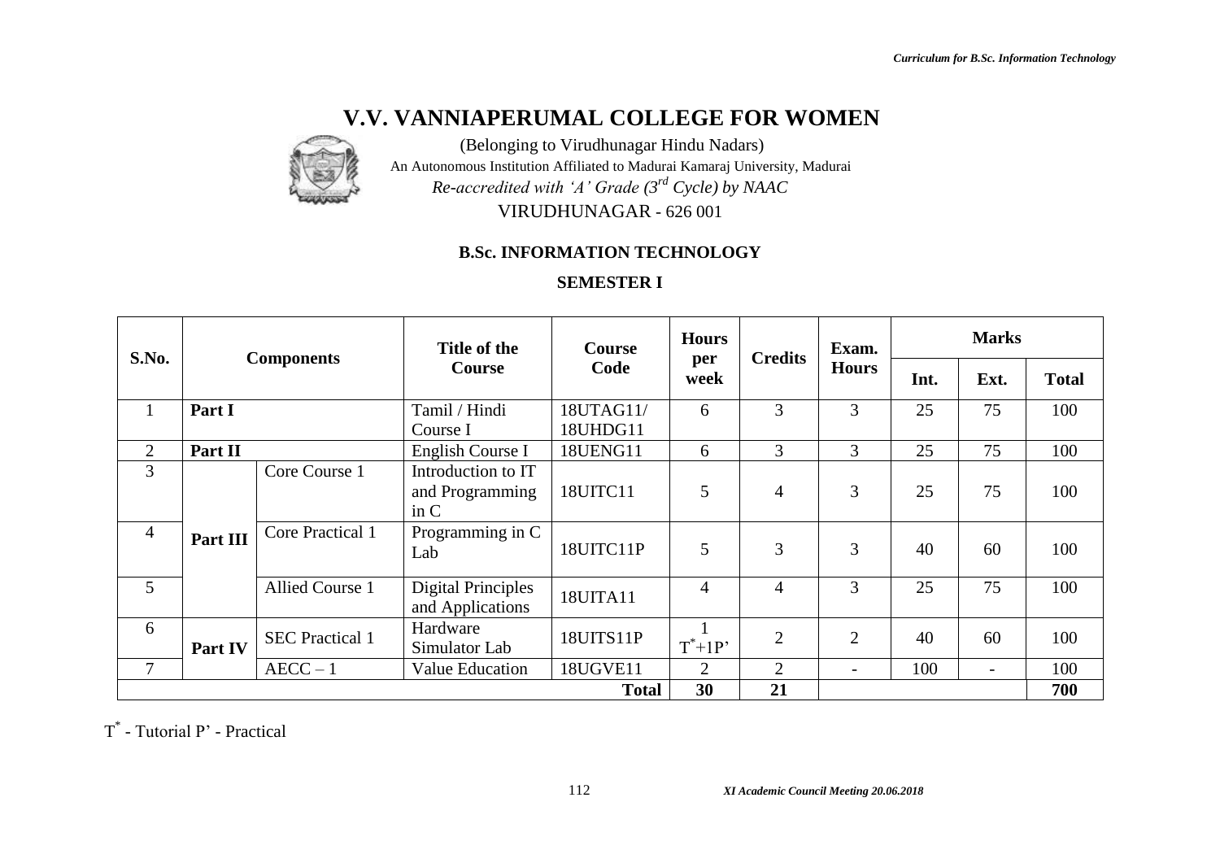# V.V. VANNIAPERUMAL COLLEGE FOR WOMEN

(Belonging to Virudhunagar Hindu Nadars)

An Autonomous Institution Affiliated to Madurai Kamaraj University, Madurai

*Re-accredited with 'A' Grade (3rd Cycle) by NAAC*

VIRUDHUNAGAR - 626 001

## B.Sc. INFORMATION TECHNOLOGY

### SEMESTER I

| S.No. | Components | | Title of the Course | Course Code | Hours per week | Credits | Exam. Hours | Marks | | |
|---|---|---|---|---|---|---|---|---|---|---|
| | | | | | | | | Int. | Ext. | Total |
| 1 | **Part I** | | Tamil / Hindi Course I | 18UTAG11/ 18UHDG11 | 6 | 3 | 3 | 25 | 75 | 100 |
| 2 | **Part II** | | English Course I | 18UENG11 | 6 | 3 | 3 | 25 | 75 | 100 |
| 3 | **Part III** | Core Course 1 | Introduction to IT and Programming in C | 18UITC11 | 5 | 4 | 3 | 25 | 75 | 100 |
| 4 | | Core Practical 1 | Programming in C Lab | 18UITC11P | 5 | 3 | 3 | 40 | 60 | 100 |
| 5 | | Allied Course 1 | Digital Principles and Applications | 18UITA11 | 4 | 4 | 3 | 25 | 75 | 100 |
| 6 | **Part IV** | SEC Practical 1 | Hardware Simulator Lab | 18UITS11P | 1 T*+1P' | 2 | 2 | 40 | 60 | 100 |
| 7 | | AECC – 1 | Value Education | 18UGVE11 | 2 | 2 | - | 100 | - | 100 |
| | | | | **Total** | **30** | **21** | | | | **700** |

T* - Tutorial P' - Practical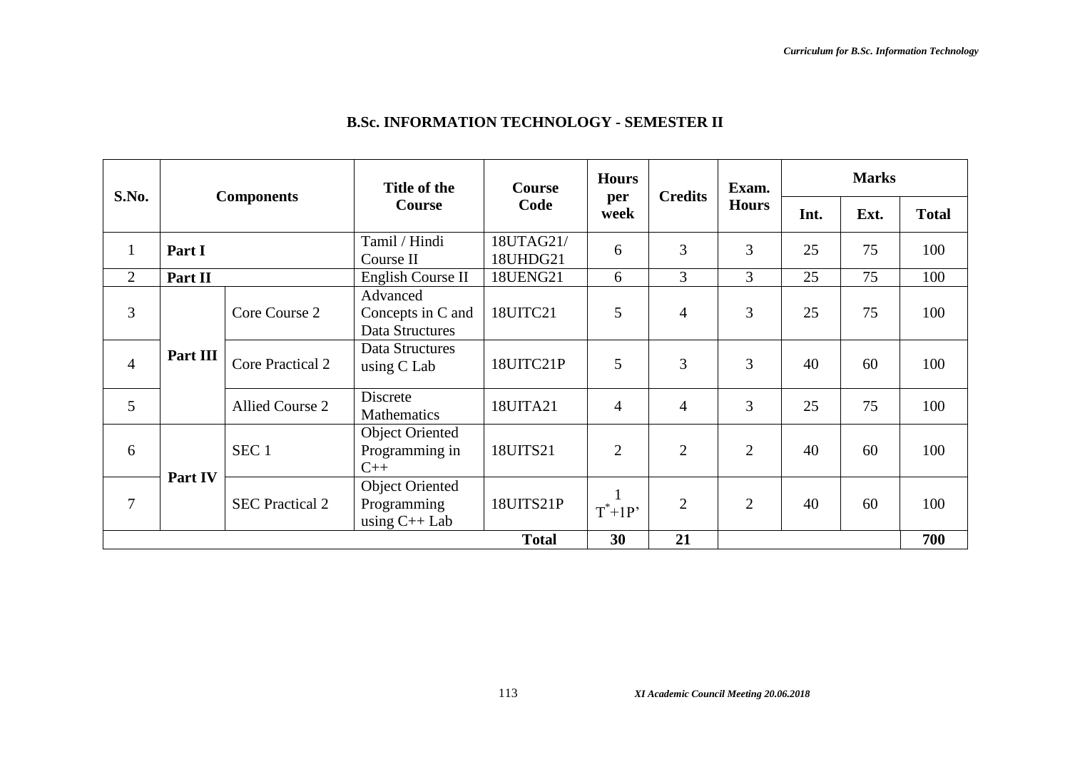## B.Sc. INFORMATION TECHNOLOGY - SEMESTER II

| S.No. | Components | | Title of the Course | Course Code | Hours per week | Credits | Exam. Hours | Marks | | |
|---|---|---|---|---|---|---|---|---|---|---|
| | | | | | | | | Int. | Ext. | Total |
| 1 | **Part I** | | Tamil / Hindi Course II | 18UTAG21/ 18UHDG21 | 6 | 3 | 3 | 25 | 75 | 100 |
| 2 | **Part II** | | English Course II | 18UENG21 | 6 | 3 | 3 | 25 | 75 | 100 |
| 3 | **Part III** | Core Course 2 | Advanced Concepts in C and Data Structures | 18UITC21 | 5 | 4 | 3 | 25 | 75 | 100 |
| 4 | | Core Practical 2 | Data Structures using C Lab | 18UITC21P | 5 | 3 | 3 | 40 | 60 | 100 |
| 5 | | Allied Course 2 | Discrete Mathematics | 18UITA21 | 4 | 4 | 3 | 25 | 75 | 100 |
| 6 | **Part IV** | SEC 1 | Object Oriented Programming in C++ | 18UITS21 | 2 | 2 | 2 | 40 | 60 | 100 |
| 7 | | SEC Practical 2 | Object Oriented Programming using C++ Lab | 18UITS21P | 1 T*+1P' | 2 | 2 | 40 | 60 | 100 |
| | | | | **Total** | **30** | **21** | | | | **700** |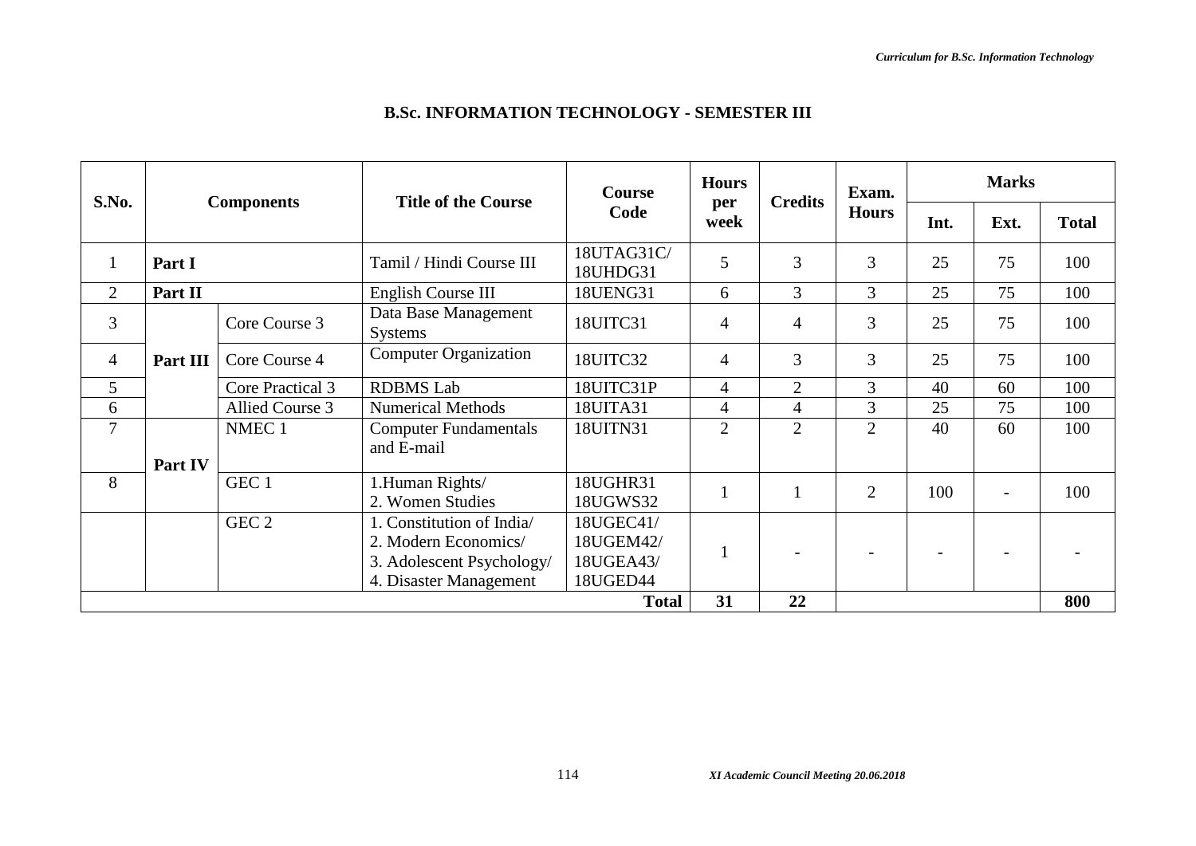## B.Sc. INFORMATION TECHNOLOGY - SEMESTER III

| S.No. | Components | | Title of the Course | Course Code | Hours per week | Credits | Exam. Hours | Marks | | |
|---|---|---|---|---|---|---|---|---|---|---|
| | | | | | | | | Int. | Ext. | Total |
| 1 | **Part I** | | Tamil / Hindi Course III | 18UTAG31C/ 18UHDG31 | 5 | 3 | 3 | 25 | 75 | 100 |
| 2 | **Part II** | | English Course III | 18UENG31 | 6 | 3 | 3 | 25 | 75 | 100 |
| 3 | **Part III** | Core Course 3 | Data Base Management Systems | 18UITC31 | 4 | 4 | 3 | 25 | 75 | 100 |
| 4 | | Core Course 4 | Computer Organization | 18UITC32 | 4 | 3 | 3 | 25 | 75 | 100 |
| 5 | | Core Practical 3 | RDBMS Lab | 18UITC31P | 4 | 2 | 3 | 40 | 60 | 100 |
| 6 | | Allied Course 3 | Numerical Methods | 18UITA31 | 4 | 4 | 3 | 25 | 75 | 100 |
| 7 | **Part IV** | NMEC 1 | Computer Fundamentals and E-mail | 18UITN31 | 2 | 2 | 2 | 40 | 60 | 100 |
| 8 | | GEC 1 | 1.Human Rights/ 2. Women Studies | 18UGHR31 18UGWS32 | 1 | 1 | 2 | 100 | - | 100 |
| | | GEC 2 | 1. Constitution of India/ 2. Modern Economics/ 3. Adolescent Psychology/ 4. Disaster Management | 18UGEC41/ 18UGEM42/ 18UGEA43/ 18UGED44 | 1 | - | - | - | - | - |
| | | | | **Total** | **31** | **22** | | | | **800** |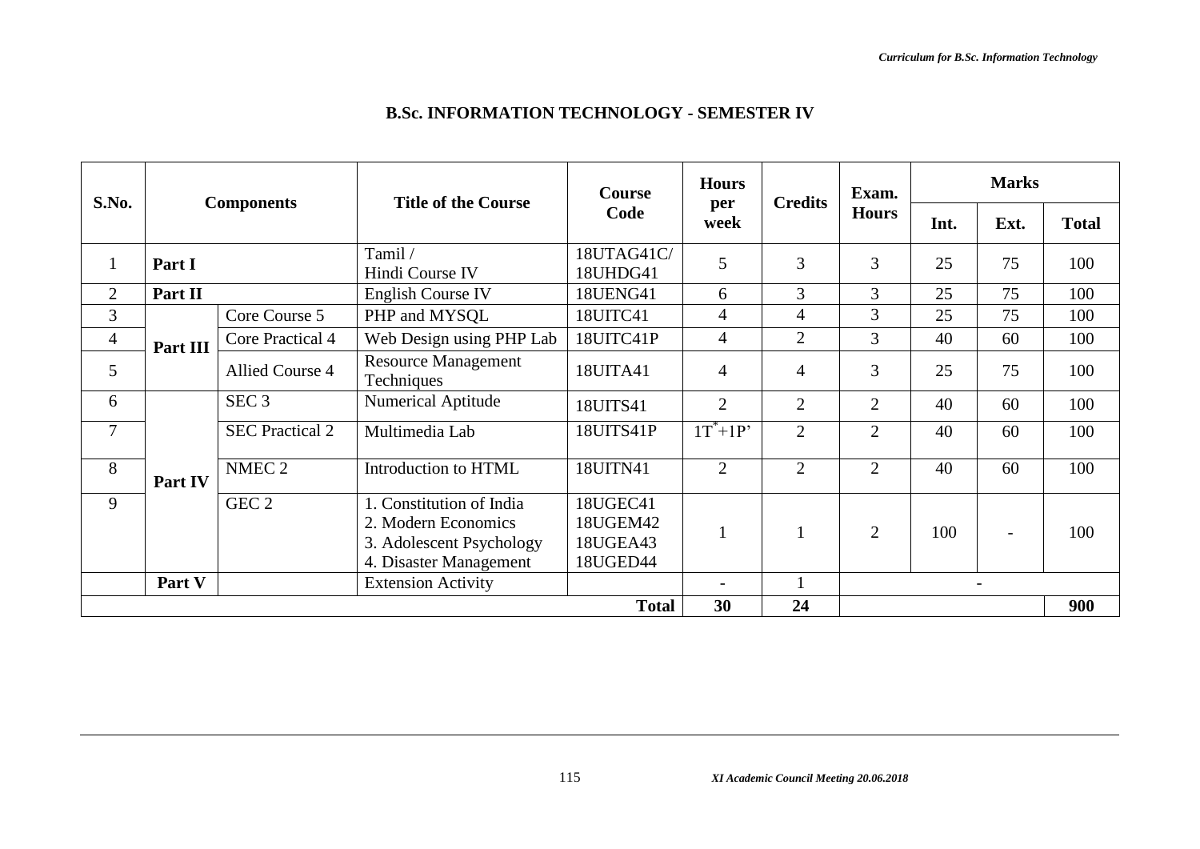## B.Sc. INFORMATION TECHNOLOGY - SEMESTER IV

| S.No. | Components | | Title of the Course | Course Code | Hours per week | Credits | Exam. Hours | Marks | | |
|---|---|---|---|---|---|---|---|---|---|---|
| | | | | | | | | Int. | Ext. | Total |
| 1 | **Part I** | | Tamil / Hindi Course IV | 18UTAG41C/ 18UHDG41 | 5 | 3 | 3 | 25 | 75 | 100 |
| 2 | **Part II** | | English Course IV | 18UENG41 | 6 | 3 | 3 | 25 | 75 | 100 |
| 3 | **Part III** | Core Course 5 | PHP and MYSQL | 18UITC41 | 4 | 4 | 3 | 25 | 75 | 100 |
| 4 | | Core Practical 4 | Web Design using PHP Lab | 18UITC41P | 4 | 2 | 3 | 40 | 60 | 100 |
| 5 | | Allied Course 4 | Resource Management Techniques | 18UITA41 | 4 | 4 | 3 | 25 | 75 | 100 |
| 6 | **Part IV** | SEC 3 | Numerical Aptitude | 18UITS41 | 2 | 2 | 2 | 40 | 60 | 100 |
| 7 | | SEC Practical 2 | Multimedia Lab | 18UITS41P | 1T*+1P' | 2 | 2 | 40 | 60 | 100 |
| 8 | | NMEC 2 | Introduction to HTML | 18UITN41 | 2 | 2 | 2 | 40 | 60 | 100 |
| 9 | | GEC 2 | 1. Constitution of India<br>2. Modern Economics<br>3. Adolescent Psychology<br>4. Disaster Management | 18UGEC41<br>18UGEM42<br>18UGEA43<br>18UGED44 | 1 | 1 | 2 | 100 | - | 100 |
| | **Part V** | | Extension Activity | | - | 1 | - | | | |
| | | | | **Total** | **30** | **24** | | | | **900** |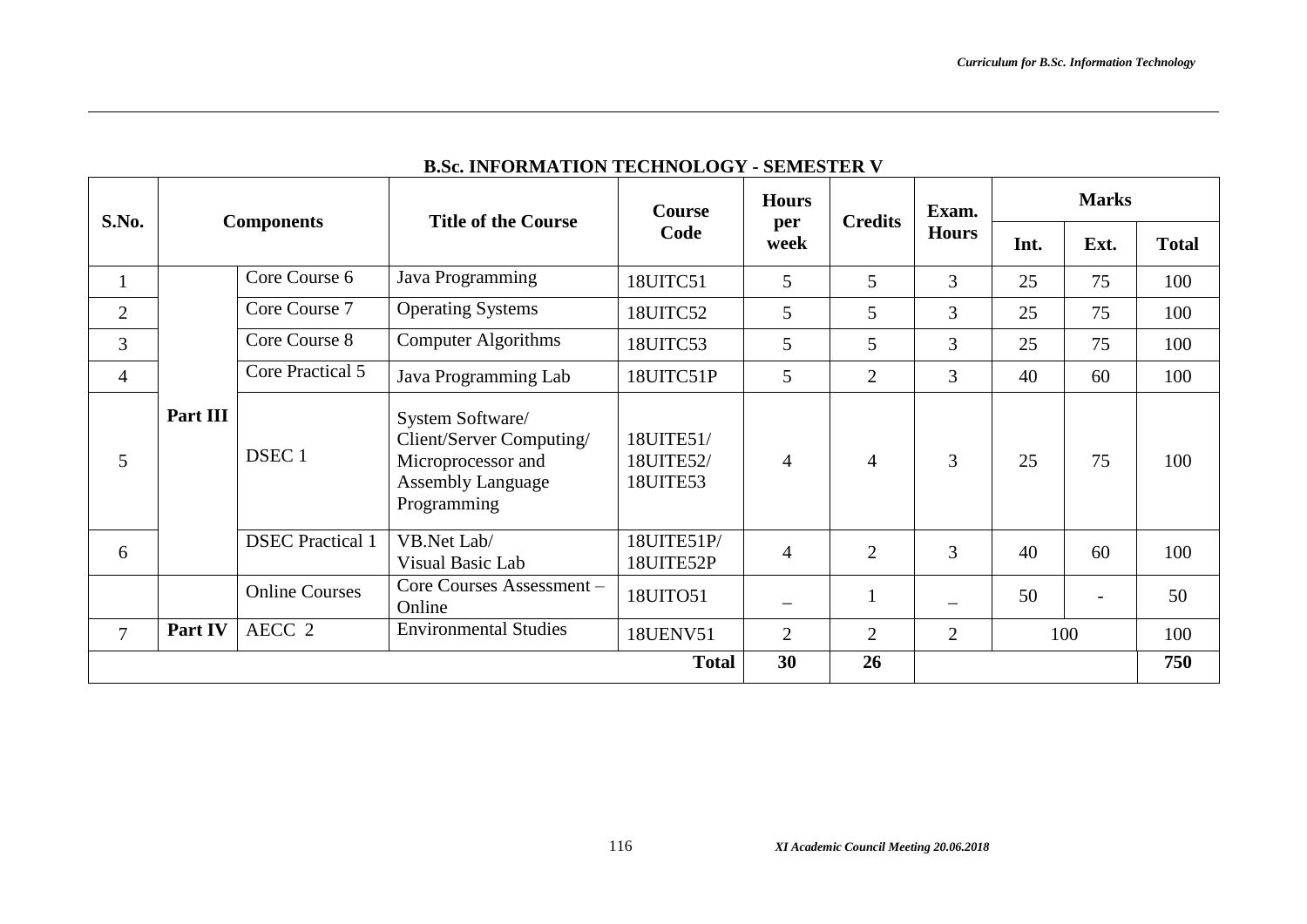## B.Sc. INFORMATION TECHNOLOGY - SEMESTER V

| S.No. | Components | | Title of the Course | Course Code | Hours per week | Credits | Exam. Hours | Marks | | |
|---|---|---|---|---|---|---|---|---|---|---|
| | | | | | | | | Int. | Ext. | Total |
| 1 | Part III | Core Course 6 | Java Programming | 18UITC51 | 5 | 5 | 3 | 25 | 75 | 100 |
| 2 | | Core Course 7 | Operating Systems | 18UITC52 | 5 | 5 | 3 | 25 | 75 | 100 |
| 3 | | Core Course 8 | Computer Algorithms | 18UITC53 | 5 | 5 | 3 | 25 | 75 | 100 |
| 4 | | Core Practical 5 | Java Programming Lab | 18UITC51P | 5 | 2 | 3 | 40 | 60 | 100 |
| 5 | | DSEC 1 | System Software/ Client/Server Computing/ Microprocessor and Assembly Language Programming | 18UITE51/ 18UITE52/ 18UITE53 | 4 | 4 | 3 | 25 | 75 | 100 |
| 6 | | DSEC Practical 1 | VB.Net Lab/ Visual Basic Lab | 18UITE51P/ 18UITE52P | 4 | 2 | 3 | 40 | 60 | 100 |
| | | Online Courses | Core Courses Assessment – Online | 18UITO51 | – | 1 | – | 50 | - | 50 |
| 7 | Part IV | AECC 2 | Environmental Studies | 18UENV51 | 2 | 2 | 2 | 100 | | 100 |
| | | | | **Total** | **30** | **26** | | | | **750** |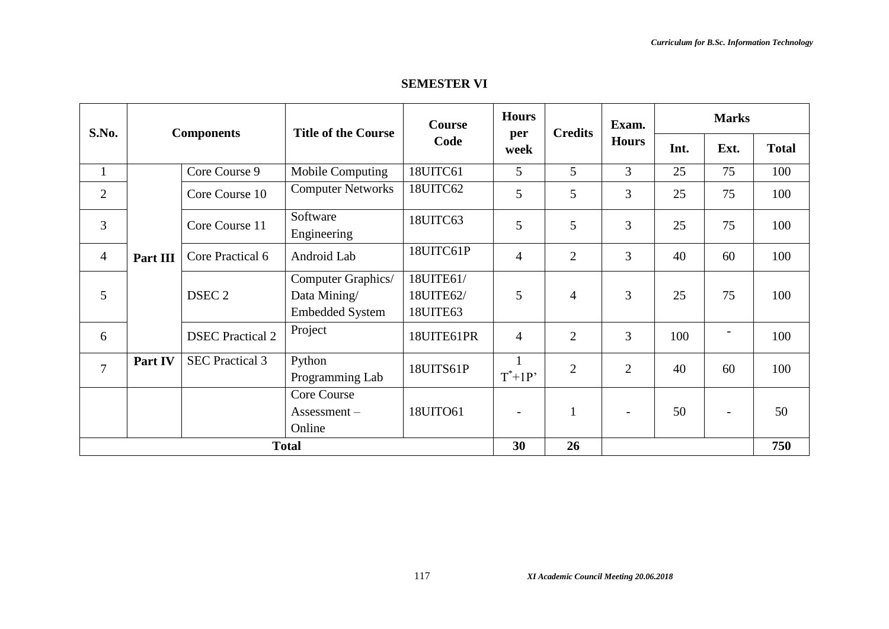## SEMESTER VI

| S.No. | Components | | Title of the Course | Course Code | Hours per week | Credits | Exam. Hours | Marks | | |
|---|---|---|---|---|---|---|---|---|---|---|
| | | | | | | | | Int. | Ext. | Total |
| 1 | Part III | Core Course 9 | Mobile Computing | 18UITC61 | 5 | 5 | 3 | 25 | 75 | 100 |
| 2 | | Core Course 10 | Computer Networks | 18UITC62 | 5 | 5 | 3 | 25 | 75 | 100 |
| 3 | | Core Course 11 | Software Engineering | 18UITC63 | 5 | 5 | 3 | 25 | 75 | 100 |
| 4 | | Core Practical 6 | Android Lab | 18UITC61P | 4 | 2 | 3 | 40 | 60 | 100 |
| 5 | | DSEC 2 | Computer Graphics/ Data Mining/ Embedded System | 18UITE61/ 18UITE62/ 18UITE63 | 5 | 4 | 3 | 25 | 75 | 100 |
| 6 | | DSEC Practical 2 | Project | 18UITE61PR | 4 | 2 | 3 | 100 | - | 100 |
| 7 | Part IV | SEC Practical 3 | Python Programming Lab | 18UITS61P | 1 T*+1P' | 2 | 2 | 40 | 60 | 100 |
| | | | Core Course Assessment – Online | 18UITO61 | - | 1 | - | 50 | - | 50 |
| Total | | | | | 30 | 26 | | | | 750 |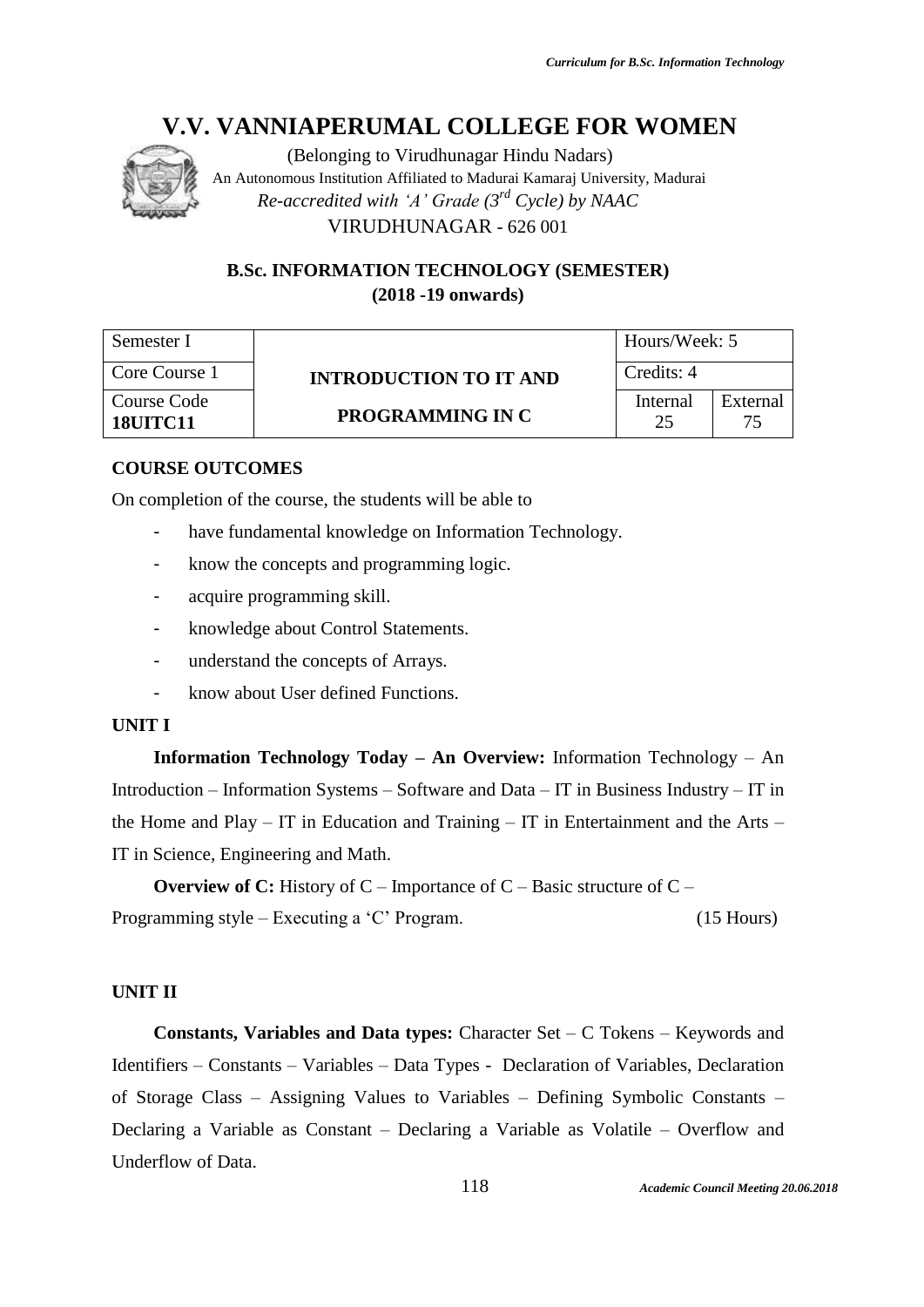# V.V. VANNIAPERUMAL COLLEGE FOR WOMEN

(Belonging to Virudhunagar Hindu Nadars)

An Autonomous Institution Affiliated to Madurai Kamaraj University, Madurai

*Re-accredited with 'A' Grade (3rd Cycle) by NAAC*

VIRUDHUNAGAR - 626 001

## B.Sc. INFORMATION TECHNOLOGY (SEMESTER)
## (2018 -19 onwards)

| Semester I | INTRODUCTION TO IT AND PROGRAMMING IN C | Hours/Week: 5 | |
|---|---|---|---|
| Core Course 1 | | Credits: 4 | |
| Course Code **18UITC11** | | Internal 25 | External 75 |

**COURSE OUTCOMES**

On completion of the course, the students will be able to

- have fundamental knowledge on Information Technology.
- know the concepts and programming logic.
- acquire programming skill.
- knowledge about Control Statements.
- understand the concepts of Arrays.
- know about User defined Functions.

**UNIT I**

**Information Technology Today – An Overview:** Information Technology – An Introduction – Information Systems – Software and Data – IT in Business Industry – IT in the Home and Play – IT in Education and Training – IT in Entertainment and the Arts – IT in Science, Engineering and Math.

**Overview of C:** History of C – Importance of C – Basic structure of C – Programming style – Executing a 'C' Program. (15 Hours)

**UNIT II**

**Constants, Variables and Data types:** Character Set – C Tokens – Keywords and Identifiers – Constants – Variables – Data Types - Declaration of Variables, Declaration of Storage Class – Assigning Values to Variables – Defining Symbolic Constants – Declaring a Variable as Constant – Declaring a Variable as Volatile – Overflow and Underflow of Data.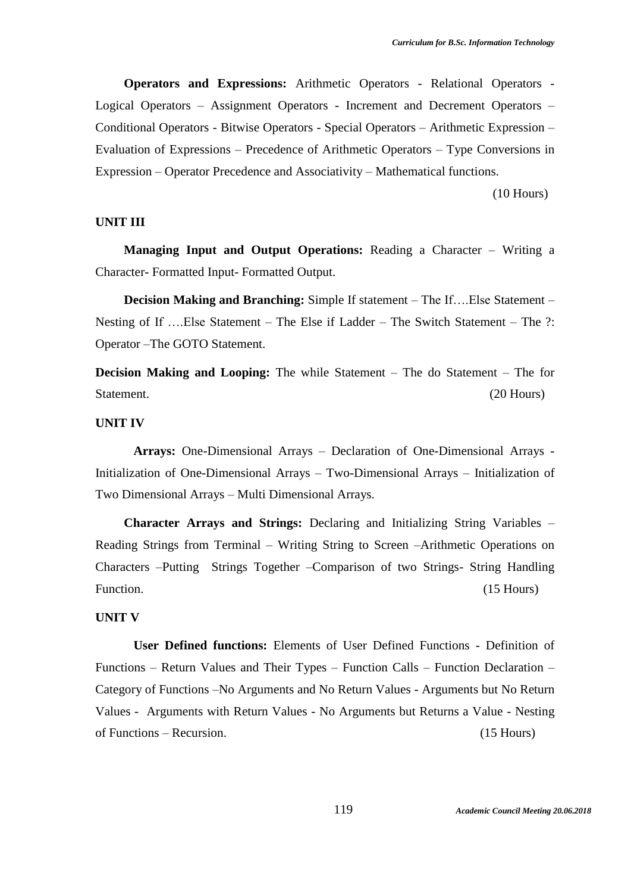**Operators and Expressions:** Arithmetic Operators - Relational Operators - Logical Operators – Assignment Operators - Increment and Decrement Operators – Conditional Operators - Bitwise Operators - Special Operators – Arithmetic Expression – Evaluation of Expressions – Precedence of Arithmetic Operators – Type Conversions in Expression – Operator Precedence and Associativity – Mathematical functions.

(10 Hours)

**UNIT III**

**Managing Input and Output Operations:** Reading a Character – Writing a Character- Formatted Input- Formatted Output.

**Decision Making and Branching:** Simple If statement – The If….Else Statement – Nesting of If ….Else Statement – The Else if Ladder – The Switch Statement – The ?: Operator –The GOTO Statement.

**Decision Making and Looping:** The while Statement – The do Statement – The for Statement. (20 Hours)

**UNIT IV**

**Arrays:** One-Dimensional Arrays – Declaration of One-Dimensional Arrays - Initialization of One-Dimensional Arrays – Two-Dimensional Arrays – Initialization of Two Dimensional Arrays – Multi Dimensional Arrays.

**Character Arrays and Strings:** Declaring and Initializing String Variables – Reading Strings from Terminal – Writing String to Screen –Arithmetic Operations on Characters –Putting Strings Together –Comparison of two Strings- String Handling Function. (15 Hours)

**UNIT V**

**User Defined functions:** Elements of User Defined Functions - Definition of Functions – Return Values and Their Types – Function Calls – Function Declaration – Category of Functions –No Arguments and No Return Values - Arguments but No Return Values - Arguments with Return Values - No Arguments but Returns a Value - Nesting of Functions – Recursion. (15 Hours)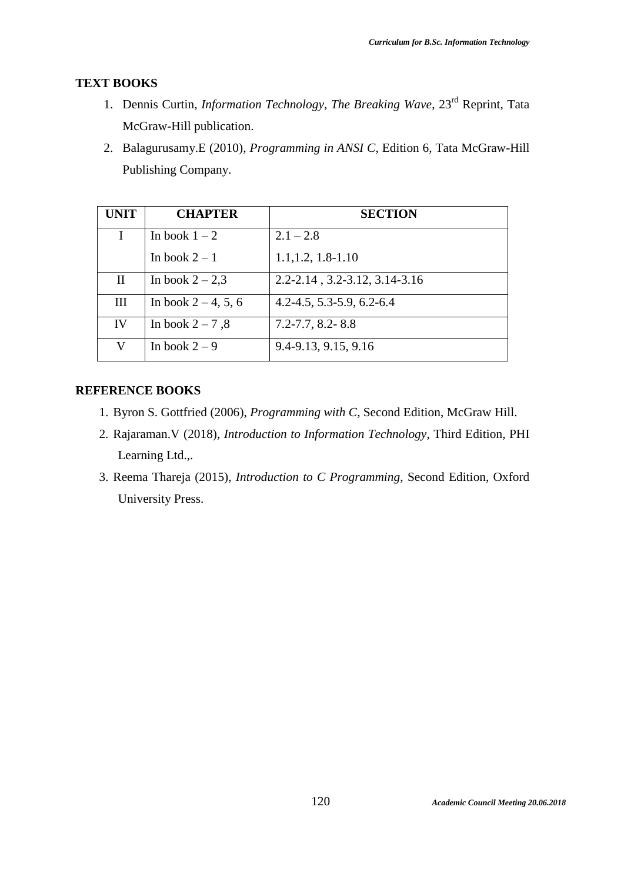## TEXT BOOKS

1. Dennis Curtin, *Information Technology, The Breaking Wave*, 23rd Reprint, Tata McGraw-Hill publication.
2. Balagurusamy.E (2010), *Programming in ANSI C*, Edition 6, Tata McGraw-Hill Publishing Company.

| UNIT | CHAPTER | SECTION |
|---|---|---|
| I | In book 1 – 2 | 2.1 – 2.8 |
| | In book 2 – 1 | 1.1,1.2, 1.8-1.10 |
| II | In book 2 – 2,3 | 2.2-2.14 , 3.2-3.12, 3.14-3.16 |
| III | In book 2 – 4, 5, 6 | 4.2-4.5, 5.3-5.9, 6.2-6.4 |
| IV | In book 2 – 7 ,8 | 7.2-7.7, 8.2- 8.8 |
| V | In book 2 – 9 | 9.4-9.13, 9.15, 9.16 |

## REFERENCE BOOKS

1. Byron S. Gottfried (2006), *Programming with C*, Second Edition, McGraw Hill.
2. Rajaraman.V (2018), *Introduction to Information Technology*, Third Edition, PHI Learning Ltd.,.
3. Reema Thareja (2015), *Introduction to C Programming*, Second Edition, Oxford University Press.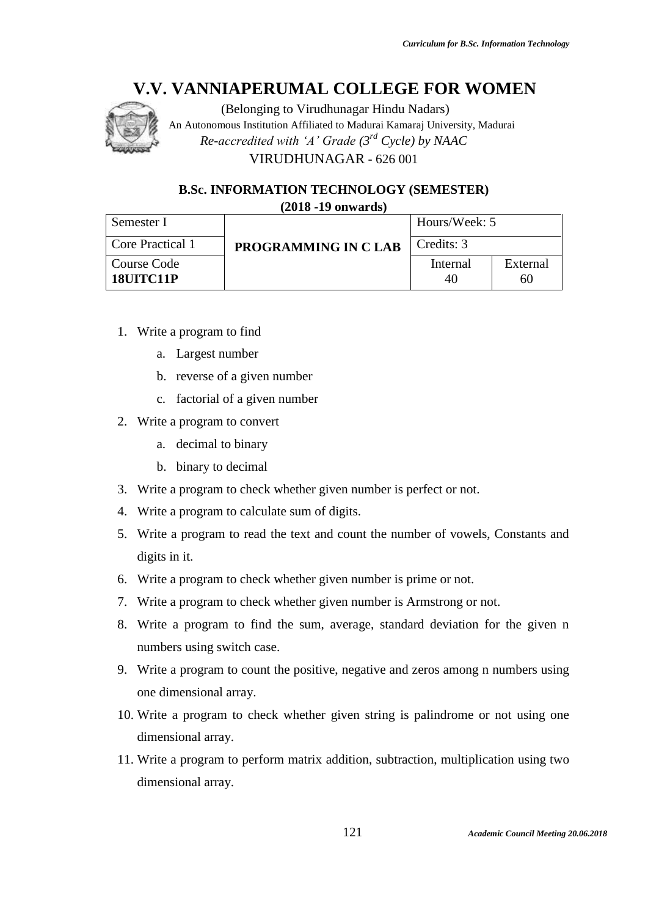# V.V. VANNIAPERUMAL COLLEGE FOR WOMEN

(Belonging to Virudhunagar Hindu Nadars)
An Autonomous Institution Affiliated to Madurai Kamaraj University, Madurai
*Re-accredited with 'A' Grade (3rd Cycle) by NAAC*
VIRUDHUNAGAR - 626 001

## B.Sc. INFORMATION TECHNOLOGY (SEMESTER)

**(2018 -19 onwards)**

| Semester I | **PROGRAMMING IN C LAB** | Hours/Week: 5 | |
|---|---|---|---|
| Core Practical 1 | | Credits: 3 | |
| Course Code **18UITC11P** | | Internal 40 | External 60 |

1. Write a program to find
   a. Largest number
   b. reverse of a given number
   c. factorial of a given number
2. Write a program to convert
   a. decimal to binary
   b. binary to decimal
3. Write a program to check whether given number is perfect or not.
4. Write a program to calculate sum of digits.
5. Write a program to read the text and count the number of vowels, Constants and digits in it.
6. Write a program to check whether given number is prime or not.
7. Write a program to check whether given number is Armstrong or not.
8. Write a program to find the sum, average, standard deviation for the given n numbers using switch case.
9. Write a program to count the positive, negative and zeros among n numbers using one dimensional array.
10. Write a program to check whether given string is palindrome or not using one dimensional array.
11. Write a program to perform matrix addition, subtraction, multiplication using two dimensional array.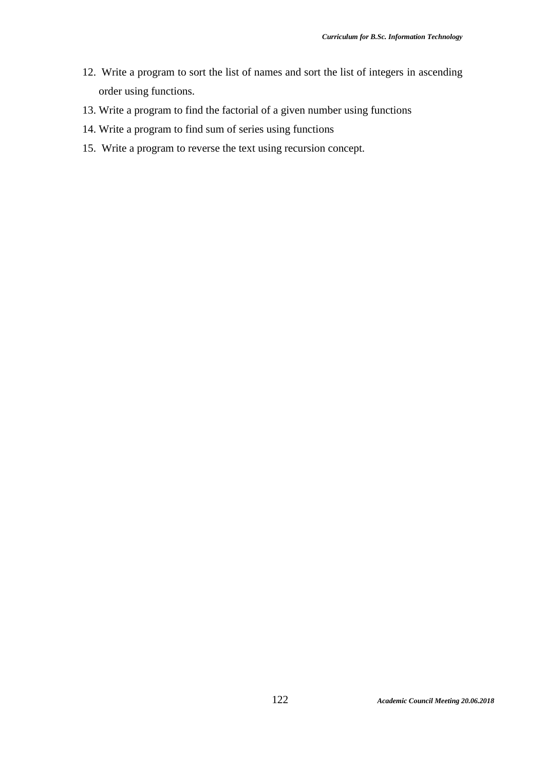12. Write a program to sort the list of names and sort the list of integers in ascending order using functions.
13. Write a program to find the factorial of a given number using functions
14. Write a program to find sum of series using functions
15. Write a program to reverse the text using recursion concept.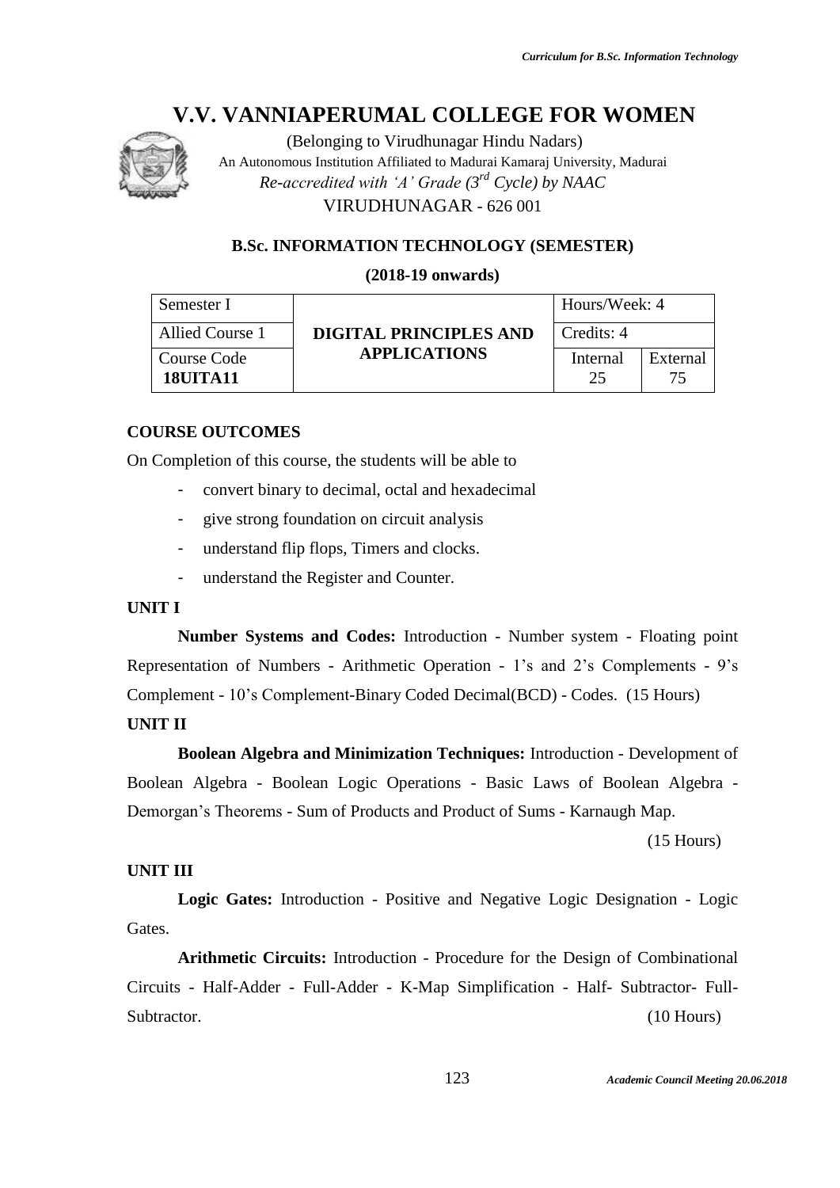# V.V. VANNIAPERUMAL COLLEGE FOR WOMEN

(Belonging to Virudhunagar Hindu Nadars)
An Autonomous Institution Affiliated to Madurai Kamaraj University, Madurai
*Re-accredited with 'A' Grade (3rd Cycle) by NAAC*
VIRUDHUNAGAR - 626 001

## B.Sc. INFORMATION TECHNOLOGY (SEMESTER)

**(2018-19 onwards)**

| Semester I | **DIGITAL PRINCIPLES AND APPLICATIONS** | Hours/Week: 4 | |
|---|---|---|---|
| Allied Course 1 | | Credits: 4 | |
| Course Code **18UITA11** | | Internal 25 | External 75 |

### COURSE OUTCOMES

On Completion of this course, the students will be able to

- convert binary to decimal, octal and hexadecimal
- give strong foundation on circuit analysis
- understand flip flops, Timers and clocks.
- understand the Register and Counter.

### UNIT I

**Number Systems and Codes:** Introduction - Number system - Floating point Representation of Numbers - Arithmetic Operation - 1's and 2's Complements - 9's Complement - 10's Complement-Binary Coded Decimal(BCD) - Codes. (15 Hours)

### UNIT II

**Boolean Algebra and Minimization Techniques:** Introduction - Development of Boolean Algebra - Boolean Logic Operations - Basic Laws of Boolean Algebra - Demorgan's Theorems - Sum of Products and Product of Sums - Karnaugh Map.

(15 Hours)

### UNIT III

**Logic Gates:** Introduction - Positive and Negative Logic Designation - Logic Gates.

**Arithmetic Circuits:** Introduction - Procedure for the Design of Combinational Circuits - Half-Adder - Full-Adder - K-Map Simplification - Half- Subtractor- Full-Subtractor. (10 Hours)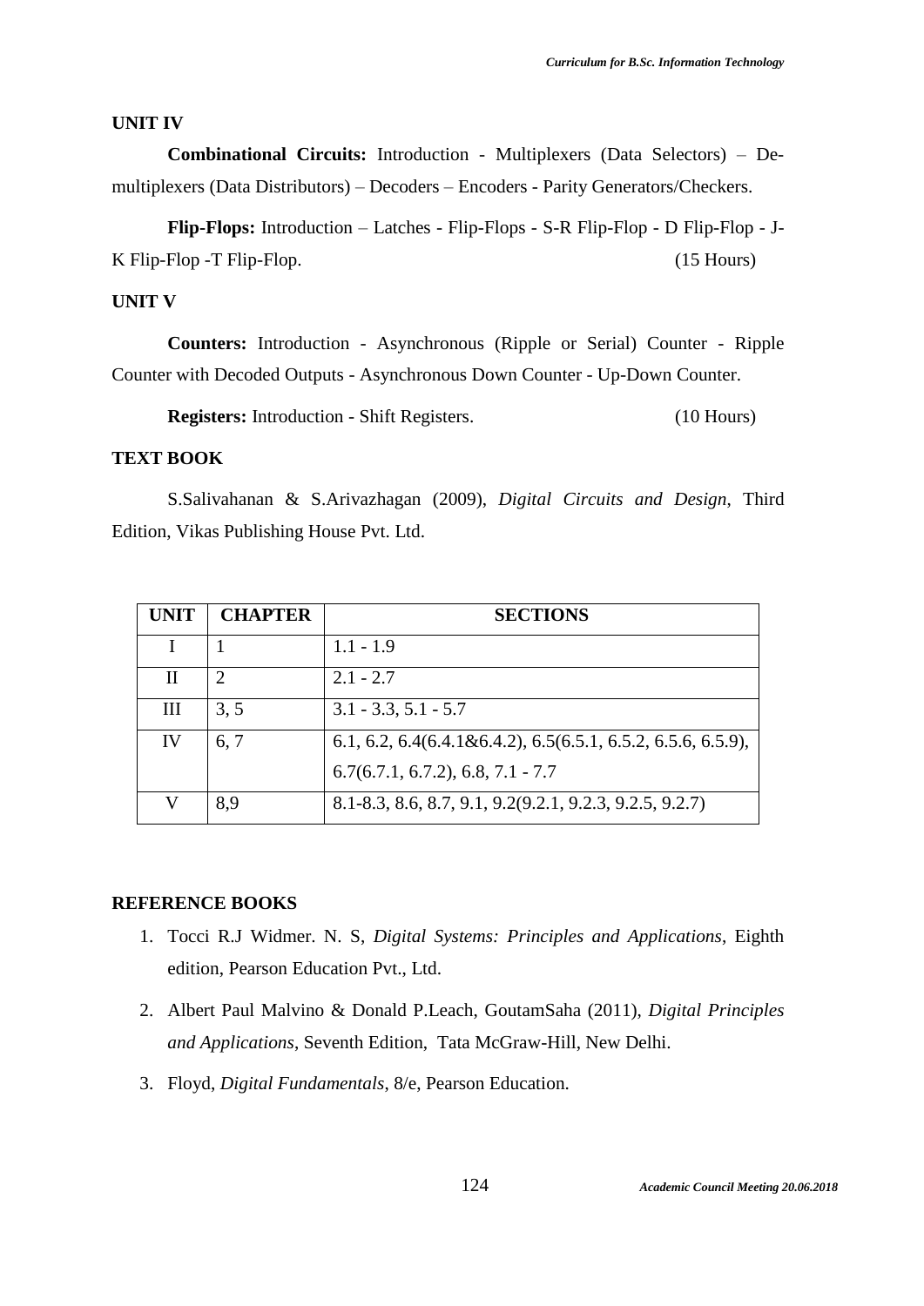**UNIT IV**

**Combinational Circuits:** Introduction - Multiplexers (Data Selectors) – De-multiplexers (Data Distributors) – Decoders – Encoders - Parity Generators/Checkers.

**Flip-Flops:** Introduction – Latches - Flip-Flops - S-R Flip-Flop - D Flip-Flop - J-K Flip-Flop -T Flip-Flop. (15 Hours)

**UNIT V**

**Counters:** Introduction - Asynchronous (Ripple or Serial) Counter - Ripple Counter with Decoded Outputs - Asynchronous Down Counter - Up-Down Counter.

**Registers:** Introduction - Shift Registers. (10 Hours)

**TEXT BOOK**

S.Salivahanan & S.Arivazhagan (2009), *Digital Circuits and Design*, Third Edition, Vikas Publishing House Pvt. Ltd.

| UNIT | CHAPTER | SECTIONS |
|---|---|---|
| I | 1 | 1.1 - 1.9 |
| II | 2 | 2.1 - 2.7 |
| III | 3, 5 | 3.1 - 3.3, 5.1 - 5.7 |
| IV | 6, 7 | 6.1, 6.2, 6.4(6.4.1&6.4.2), 6.5(6.5.1, 6.5.2, 6.5.6, 6.5.9), 6.7(6.7.1, 6.7.2), 6.8, 7.1 - 7.7 |
| V | 8,9 | 8.1-8.3, 8.6, 8.7, 9.1, 9.2(9.2.1, 9.2.3, 9.2.5, 9.2.7) |

**REFERENCE BOOKS**

1. Tocci R.J Widmer. N. S, *Digital Systems: Principles and Applications*, Eighth edition, Pearson Education Pvt., Ltd.
2. Albert Paul Malvino & Donald P.Leach, GoutamSaha (2011), *Digital Principles and Applications*, Seventh Edition, Tata McGraw-Hill, New Delhi.
3. Floyd, *Digital Fundamentals*, 8/e, Pearson Education.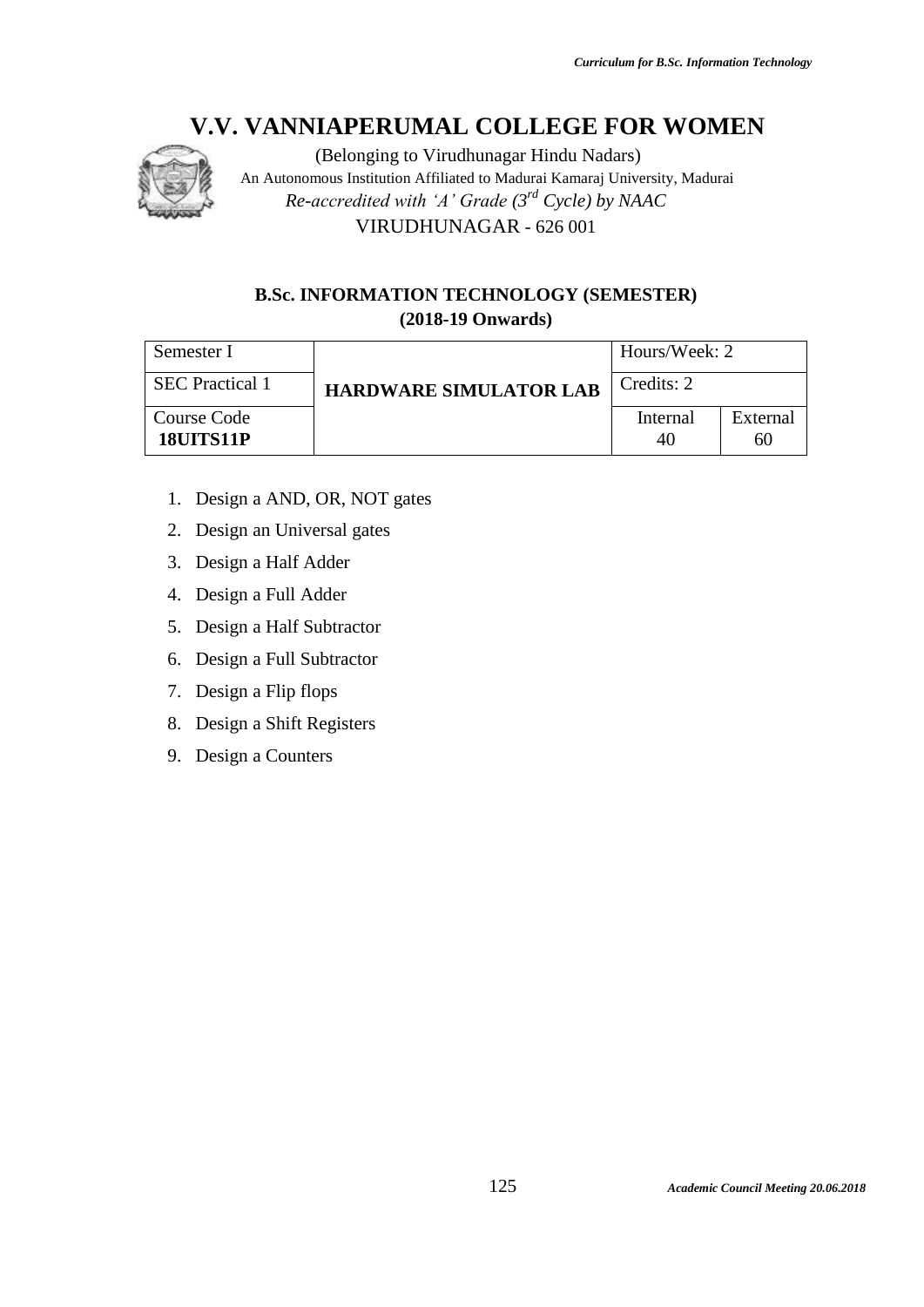# V.V. VANNIAPERUMAL COLLEGE FOR WOMEN

(Belonging to Virudhunagar Hindu Nadars)

An Autonomous Institution Affiliated to Madurai Kamaraj University, Madurai

*Re-accredited with 'A' Grade (3rd Cycle) by NAAC*

VIRUDHUNAGAR - 626 001

## B.Sc. INFORMATION TECHNOLOGY (SEMESTER)
## (2018-19 Onwards)

| Semester I | **HARDWARE SIMULATOR LAB** | Hours/Week: 2 | |
|---|---|---|---|
| SEC Practical 1 | | Credits: 2 | |
| Course Code **18UITS11P** | | Internal 40 | External 60 |

1. Design a AND, OR, NOT gates
2. Design an Universal gates
3. Design a Half Adder
4. Design a Full Adder
5. Design a Half Subtractor
6. Design a Full Subtractor
7. Design a Flip flops
8. Design a Shift Registers
9. Design a Counters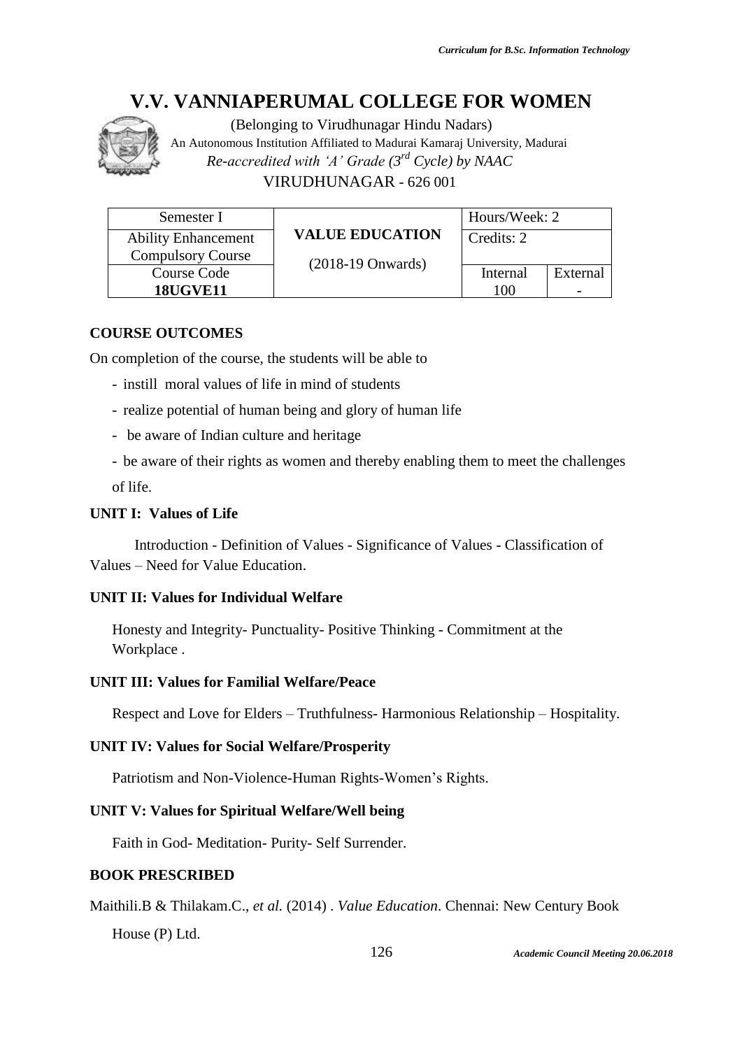# V.V. VANNIAPERUMAL COLLEGE FOR WOMEN

(Belonging to Virudhunagar Hindu Nadars)

An Autonomous Institution Affiliated to Madurai Kamaraj University, Madurai

*Re-accredited with 'A' Grade (3rd Cycle) by NAAC*

VIRUDHUNAGAR - 626 001

| Semester I | **VALUE EDUCATION** | Hours/Week: 2 | |
|---|---|---|---|
| Ability Enhancement Compulsory Course | (2018-19 Onwards) | Credits: 2 | |
| Course Code **18UGVE11** | | Internal 100 | External - |

**COURSE OUTCOMES**

On completion of the course, the students will be able to

- instill moral values of life in mind of students
- realize potential of human being and glory of human life
- be aware of Indian culture and heritage
- be aware of their rights as women and thereby enabling them to meet the challenges of life.

**UNIT I: Values of Life**

Introduction - Definition of Values - Significance of Values - Classification of Values – Need for Value Education.

**UNIT II: Values for Individual Welfare**

Honesty and Integrity- Punctuality- Positive Thinking - Commitment at the Workplace .

**UNIT III: Values for Familial Welfare/Peace**

Respect and Love for Elders – Truthfulness- Harmonious Relationship – Hospitality.

**UNIT IV: Values for Social Welfare/Prosperity**

Patriotism and Non-Violence-Human Rights-Women's Rights.

**UNIT V: Values for Spiritual Welfare/Well being**

Faith in God- Meditation- Purity- Self Surrender.

**BOOK PRESCRIBED**

Maithili.B & Thilakam.C., *et al.* (2014) . *Value Education*. Chennai: New Century Book House (P) Ltd.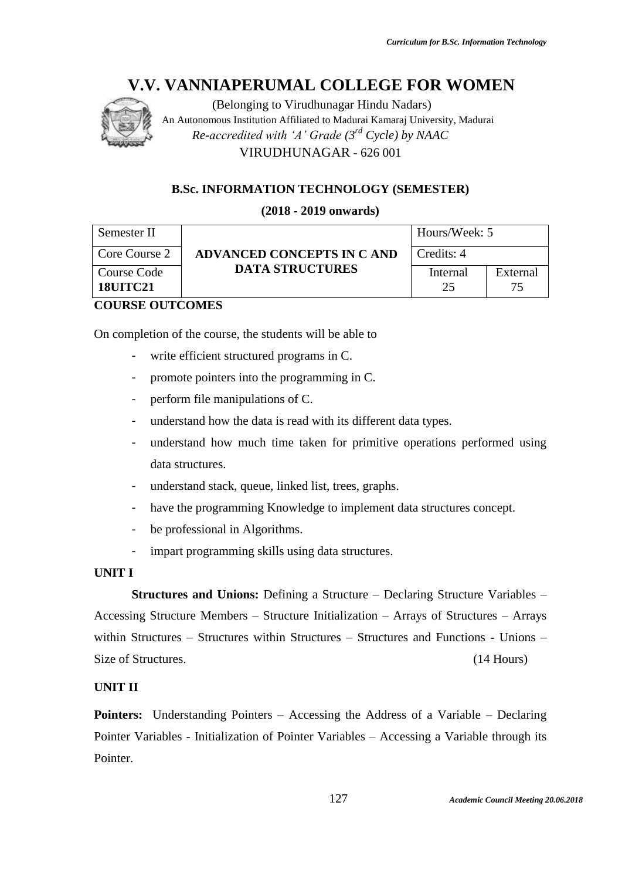# V.V. VANNIAPERUMAL COLLEGE FOR WOMEN

(Belonging to Virudhunagar Hindu Nadars)
An Autonomous Institution Affiliated to Madurai Kamaraj University, Madurai
*Re-accredited with 'A' Grade (3rd Cycle) by NAAC*
VIRUDHUNAGAR - 626 001

**B.Sc. INFORMATION TECHNOLOGY (SEMESTER)**

**(2018 - 2019 onwards)**

| Semester II | ADVANCED CONCEPTS IN C AND DATA STRUCTURES | Hours/Week: 5 | |
|---|---|---|---|
| Core Course 2 | | Credits: 4 | |
| Course Code **18UITC21** | | Internal 25 | External 75 |

**COURSE OUTCOMES**

On completion of the course, the students will be able to

- write efficient structured programs in C.
- promote pointers into the programming in C.
- perform file manipulations of C.
- understand how the data is read with its different data types.
- understand how much time taken for primitive operations performed using data structures.
- understand stack, queue, linked list, trees, graphs.
- have the programming Knowledge to implement data structures concept.
- be professional in Algorithms.
- impart programming skills using data structures.

**UNIT I**

**Structures and Unions:** Defining a Structure – Declaring Structure Variables – Accessing Structure Members – Structure Initialization – Arrays of Structures – Arrays within Structures – Structures within Structures – Structures and Functions - Unions – Size of Structures. (14 Hours)

**UNIT II**

**Pointers:** Understanding Pointers – Accessing the Address of a Variable – Declaring Pointer Variables - Initialization of Pointer Variables – Accessing a Variable through its Pointer.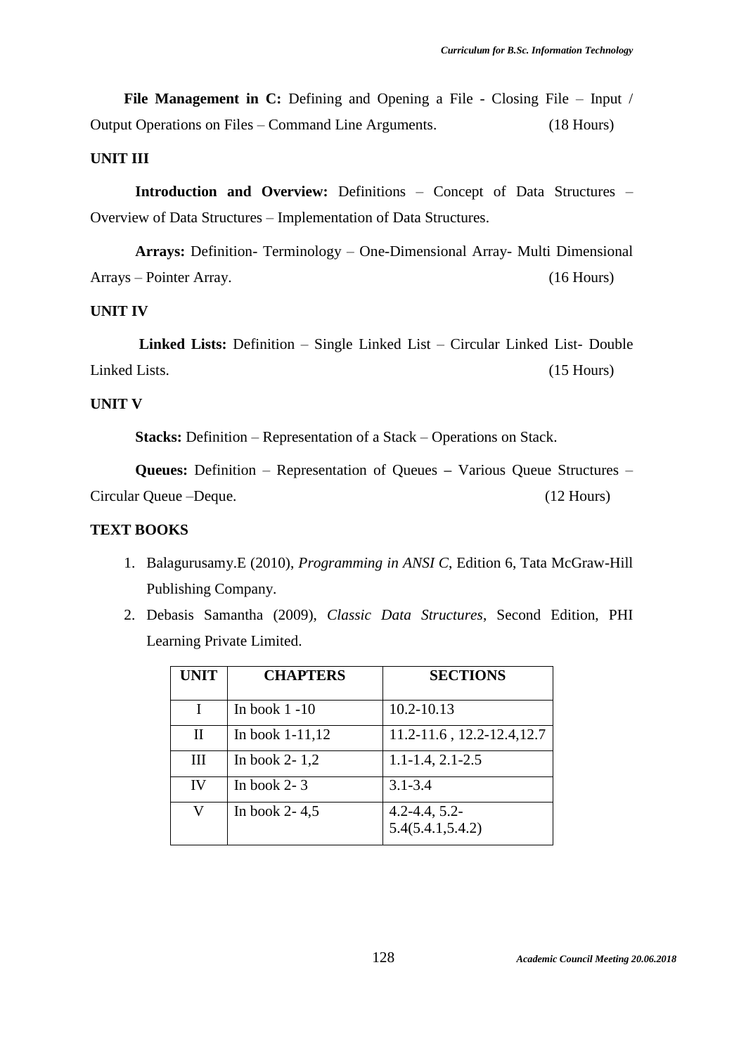**File Management in C:** Defining and Opening a File - Closing File – Input / Output Operations on Files – Command Line Arguments. (18 Hours)

**UNIT III**

**Introduction and Overview:** Definitions – Concept of Data Structures – Overview of Data Structures – Implementation of Data Structures.

**Arrays:** Definition- Terminology – One-Dimensional Array- Multi Dimensional Arrays – Pointer Array. (16 Hours)

**UNIT IV**

**Linked Lists:** Definition – Single Linked List – Circular Linked List- Double Linked Lists. (15 Hours)

**UNIT V**

**Stacks:** Definition – Representation of a Stack – Operations on Stack.

**Queues:** Definition – Representation of Queues **–** Various Queue Structures – Circular Queue –Deque. (12 Hours)

**TEXT BOOKS**

1. Balagurusamy.E (2010), *Programming in ANSI C*, Edition 6, Tata McGraw-Hill Publishing Company.
2. Debasis Samantha (2009), *Classic Data Structures*, Second Edition, PHI Learning Private Limited.

| UNIT | CHAPTERS | SECTIONS |
|---|---|---|
| I | In book 1 -10 | 10.2-10.13 |
| II | In book 1-11,12 | 11.2-11.6 , 12.2-12.4,12.7 |
| III | In book 2- 1,2 | 1.1-1.4, 2.1-2.5 |
| IV | In book 2- 3 | 3.1-3.4 |
| V | In book 2- 4,5 | 4.2-4.4, 5.2-5.4(5.4.1,5.4.2) |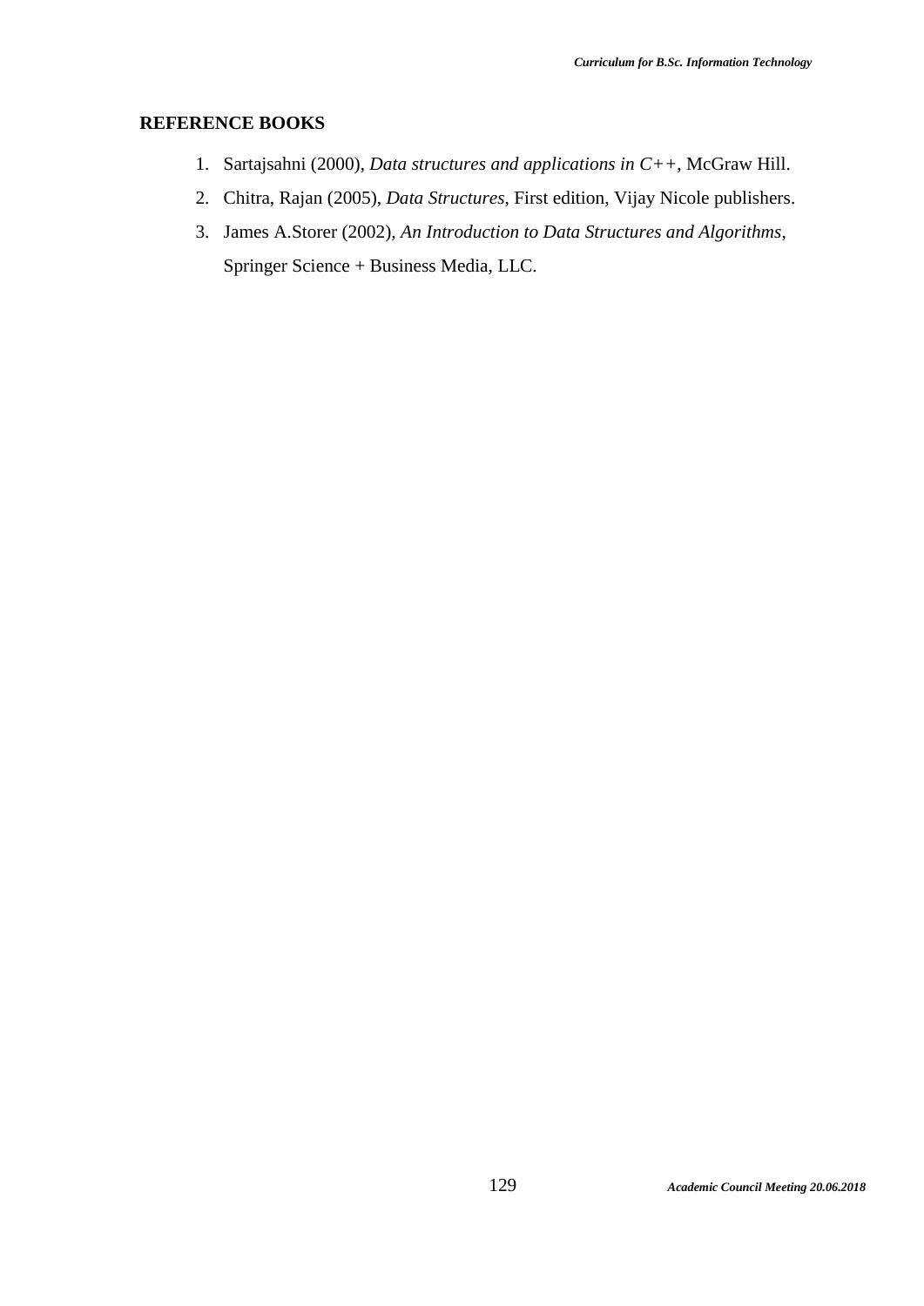### REFERENCE BOOKS

1. Sartajsahni (2000), *Data structures and applications in C++*, McGraw Hill.
2. Chitra, Rajan (2005), *Data Structures*, First edition, Vijay Nicole publishers.
3. James A.Storer (2002), *An Introduction to Data Structures and Algorithms*, Springer Science + Business Media, LLC.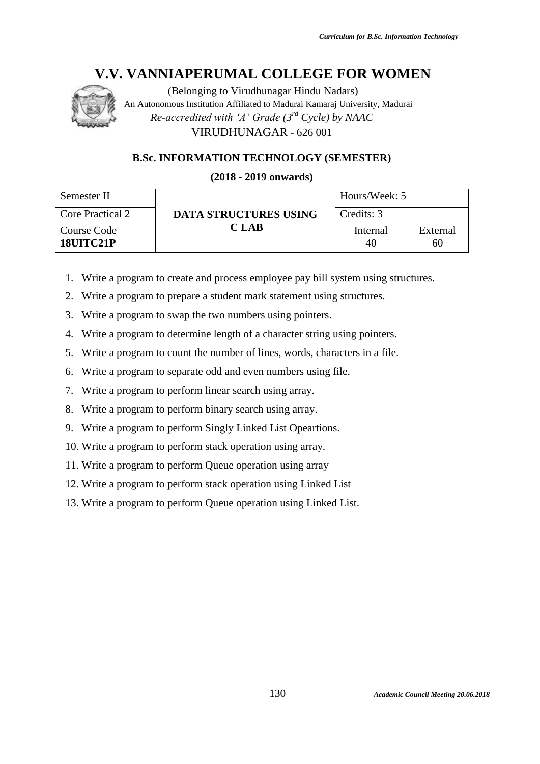# V.V. VANNIAPERUMAL COLLEGE FOR WOMEN

(Belonging to Virudhunagar Hindu Nadars)

An Autonomous Institution Affiliated to Madurai Kamaraj University, Madurai

*Re-accredited with 'A' Grade (3rd Cycle) by NAAC*

VIRUDHUNAGAR - 626 001

### B.Sc. INFORMATION TECHNOLOGY (SEMESTER)

**(2018 - 2019 onwards)**

| Semester II | **DATA STRUCTURES USING C LAB** | Hours/Week: 5 | |
|---|---|---|---|
| Core Practical 2 | | Credits: 3 | |
| Course Code **18UITC21P** | | Internal 40 | External 60 |

1. Write a program to create and process employee pay bill system using structures.
2. Write a program to prepare a student mark statement using structures.
3. Write a program to swap the two numbers using pointers.
4. Write a program to determine length of a character string using pointers.
5. Write a program to count the number of lines, words, characters in a file.
6. Write a program to separate odd and even numbers using file.
7. Write a program to perform linear search using array.
8. Write a program to perform binary search using array.
9. Write a program to perform Singly Linked List Opeartions.
10. Write a program to perform stack operation using array.
11. Write a program to perform Queue operation using array
12. Write a program to perform stack operation using Linked List
13. Write a program to perform Queue operation using Linked List.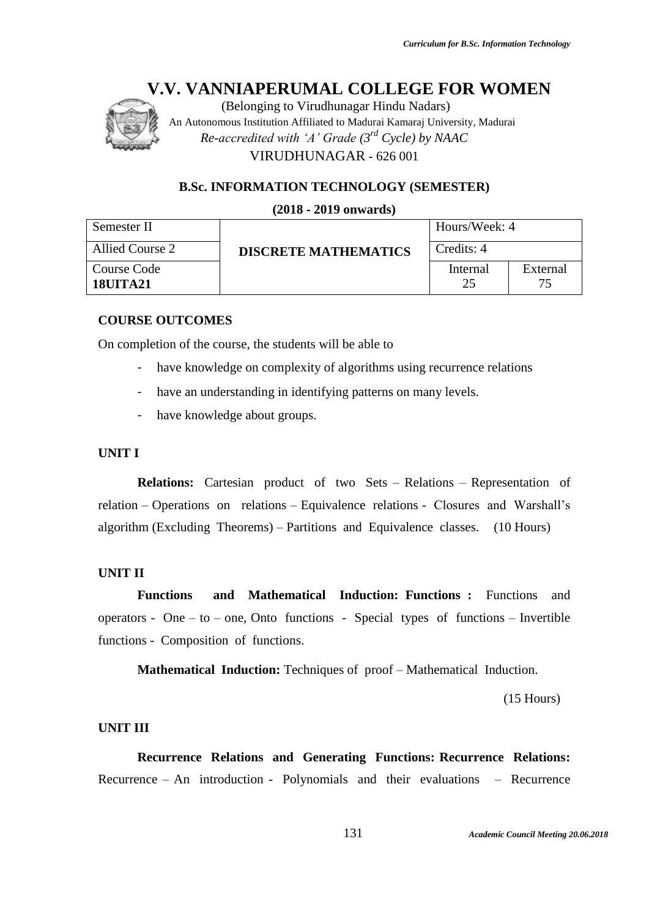# V.V. VANNIAPERUMAL COLLEGE FOR WOMEN

(Belonging to Virudhunagar Hindu Nadars)
An Autonomous Institution Affiliated to Madurai Kamaraj University, Madurai
*Re-accredited with 'A' Grade (3rd Cycle) by NAAC*
VIRUDHUNAGAR - 626 001

### B.Sc. INFORMATION TECHNOLOGY (SEMESTER)

**(2018 - 2019 onwards)**

| Semester II | **DISCRETE MATHEMATICS** | Hours/Week: 4 | |
|---|---|---|---|
| Allied Course 2 | | Credits: 4 | |
| Course Code **18UITA21** | | Internal 25 | External 75 |

**COURSE OUTCOMES**

On completion of the course, the students will be able to

- have knowledge on complexity of algorithms using recurrence relations
- have an understanding in identifying patterns on many levels.
- have knowledge about groups.

**UNIT I**

**Relations:** Cartesian product of two Sets – Relations – Representation of relation – Operations on relations – Equivalence relations - Closures and Warshall's algorithm (Excluding Theorems) – Partitions and Equivalence classes. (10 Hours)

**UNIT II**

**Functions and Mathematical Induction: Functions :** Functions and operators - One – to – one, Onto functions - Special types of functions – Invertible functions - Composition of functions.

**Mathematical Induction:** Techniques of proof – Mathematical Induction.

(15 Hours)

**UNIT III**

**Recurrence Relations and Generating Functions: Recurrence Relations:** Recurrence – An introduction - Polynomials and their evaluations – Recurrence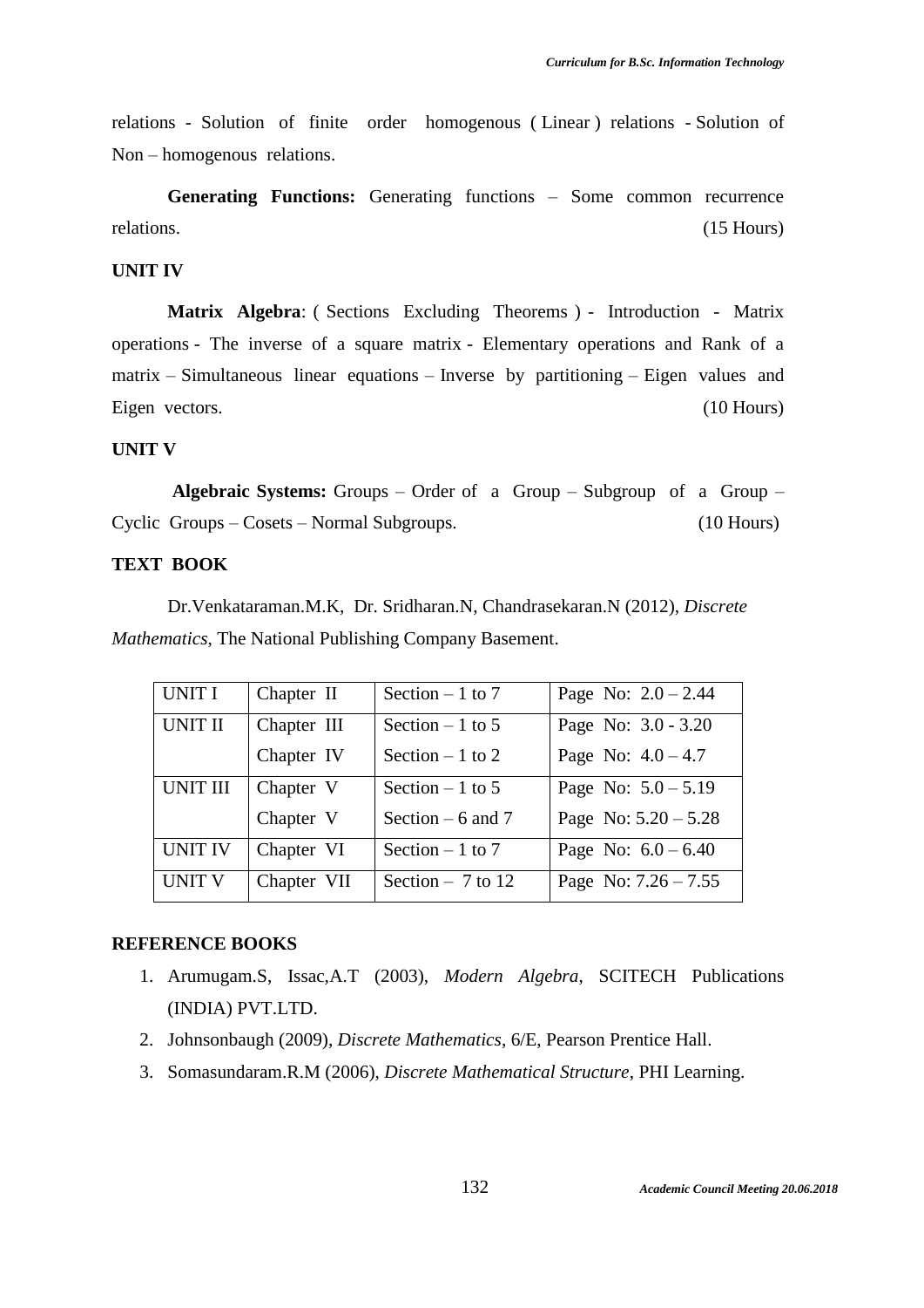relations - Solution of finite order homogenous ( Linear ) relations - Solution of Non – homogenous relations.

**Generating Functions:** Generating functions – Some common recurrence relations. (15 Hours)

**UNIT IV**

**Matrix Algebra**: ( Sections Excluding Theorems ) - Introduction - Matrix operations - The inverse of a square matrix - Elementary operations and Rank of a matrix – Simultaneous linear equations – Inverse by partitioning – Eigen values and Eigen vectors. (10 Hours)

**UNIT V**

**Algebraic Systems:** Groups – Order of a Group – Subgroup of a Group – Cyclic Groups – Cosets – Normal Subgroups. (10 Hours)

**TEXT BOOK**

Dr.Venkataraman.M.K, Dr. Sridharan.N, Chandrasekaran.N (2012), *Discrete Mathematics*, The National Publishing Company Basement.

| | | | |
|---|---|---|---|
| UNIT I | Chapter II | Section – 1 to 7 | Page No: 2.0 – 2.44 |
| UNIT II | Chapter III | Section – 1 to 5 | Page No: 3.0 - 3.20 |
| | Chapter IV | Section – 1 to 2 | Page No: 4.0 – 4.7 |
| UNIT III | Chapter V | Section – 1 to 5 | Page No: 5.0 – 5.19 |
| | Chapter V | Section – 6 and 7 | Page No: 5.20 – 5.28 |
| UNIT IV | Chapter VI | Section – 1 to 7 | Page No: 6.0 – 6.40 |
| UNIT V | Chapter VII | Section – 7 to 12 | Page No: 7.26 – 7.55 |

**REFERENCE BOOKS**

1. Arumugam.S, Issac,A.T (2003), *Modern Algebra*, SCITECH Publications (INDIA) PVT.LTD.
2. Johnsonbaugh (2009), *Discrete Mathematics*, 6/E, Pearson Prentice Hall.
3. Somasundaram.R.M (2006), *Discrete Mathematical Structure*, PHI Learning.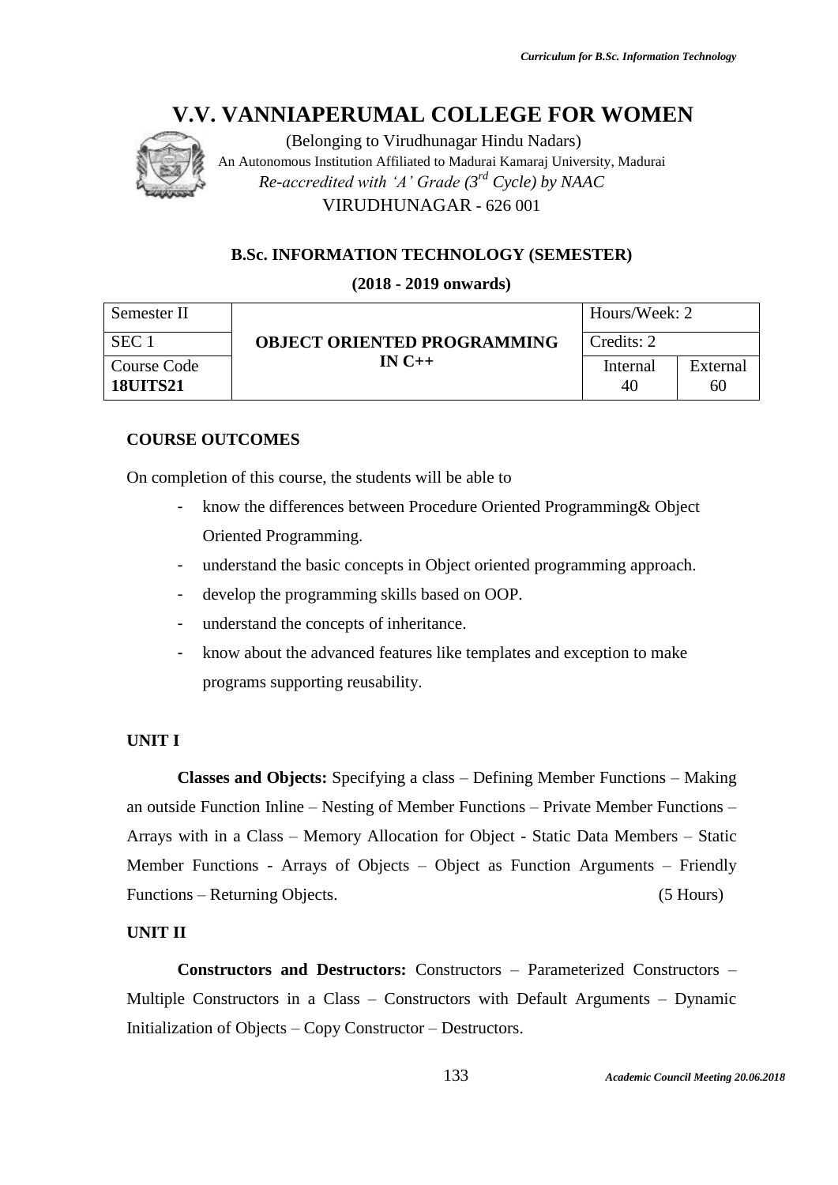# V.V. VANNIAPERUMAL COLLEGE FOR WOMEN

(Belonging to Virudhunagar Hindu Nadars)

An Autonomous Institution Affiliated to Madurai Kamaraj University, Madurai

*Re-accredited with 'A' Grade (3rd Cycle) by NAAC*

VIRUDHUNAGAR - 626 001

### B.Sc. INFORMATION TECHNOLOGY (SEMESTER)

**(2018 - 2019 onwards)**

| Semester II | **OBJECT ORIENTED PROGRAMMING IN C++** | Hours/Week: 2 | |
|---|---|---|---|
| SEC 1 | | Credits: 2 | |
| Course Code **18UITS21** | | Internal 40 | External 60 |

**COURSE OUTCOMES**

On completion of this course, the students will be able to

- know the differences between Procedure Oriented Programming& Object Oriented Programming.
- understand the basic concepts in Object oriented programming approach.
- develop the programming skills based on OOP.
- understand the concepts of inheritance.
- know about the advanced features like templates and exception to make programs supporting reusability.

**UNIT I**

**Classes and Objects:** Specifying a class – Defining Member Functions – Making an outside Function Inline – Nesting of Member Functions – Private Member Functions – Arrays with in a Class – Memory Allocation for Object - Static Data Members – Static Member Functions - Arrays of Objects – Object as Function Arguments – Friendly Functions – Returning Objects. (5 Hours)

**UNIT II**

**Constructors and Destructors:** Constructors – Parameterized Constructors – Multiple Constructors in a Class – Constructors with Default Arguments – Dynamic Initialization of Objects – Copy Constructor – Destructors.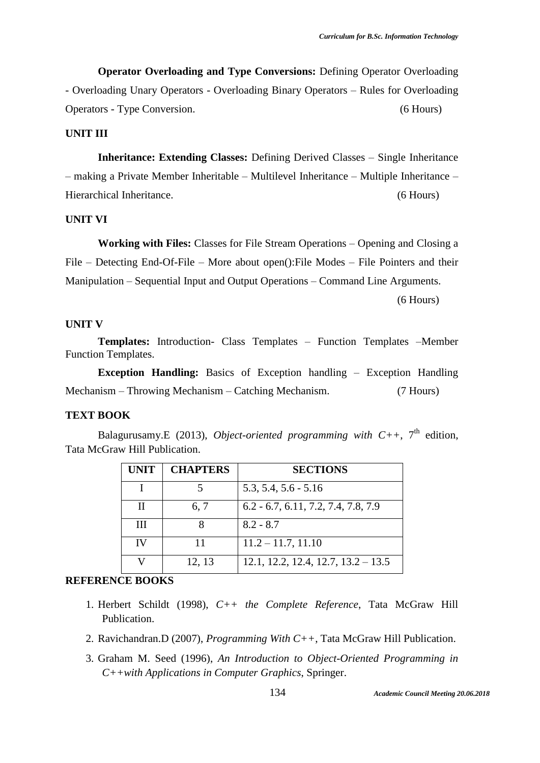**Operator Overloading and Type Conversions:** Defining Operator Overloading - Overloading Unary Operators - Overloading Binary Operators – Rules for Overloading Operators - Type Conversion. (6 Hours)

**UNIT III**

**Inheritance: Extending Classes:** Defining Derived Classes – Single Inheritance – making a Private Member Inheritable – Multilevel Inheritance – Multiple Inheritance – Hierarchical Inheritance. (6 Hours)

**UNIT VI**

**Working with Files:** Classes for File Stream Operations – Opening and Closing a File – Detecting End-Of-File – More about open():File Modes – File Pointers and their Manipulation – Sequential Input and Output Operations – Command Line Arguments. (6 Hours)

**UNIT V**

**Templates:** Introduction- Class Templates – Function Templates –Member Function Templates.

**Exception Handling:** Basics of Exception handling – Exception Handling Mechanism – Throwing Mechanism – Catching Mechanism. (7 Hours)

**TEXT BOOK**

Balagurusamy.E (2013), *Object-oriented programming with C++*, 7th edition, Tata McGraw Hill Publication.

| UNIT | CHAPTERS | SECTIONS |
|---|---|---|
| I | 5 | 5.3, 5.4, 5.6 - 5.16 |
| II | 6, 7 | 6.2 - 6.7, 6.11, 7.2, 7.4, 7.8, 7.9 |
| III | 8 | 8.2 - 8.7 |
| IV | 11 | 11.2 – 11.7, 11.10 |
| V | 12, 13 | 12.1, 12.2, 12.4, 12.7, 13.2 – 13.5 |

**REFERENCE BOOKS**

1. Herbert Schildt (1998), *C++ the Complete Reference*, Tata McGraw Hill Publication.
2. Ravichandran.D (2007), *Programming With C++*, Tata McGraw Hill Publication.
3. Graham M. Seed (1996), *An Introduction to Object-Oriented Programming in C++with Applications in Computer Graphics*, Springer.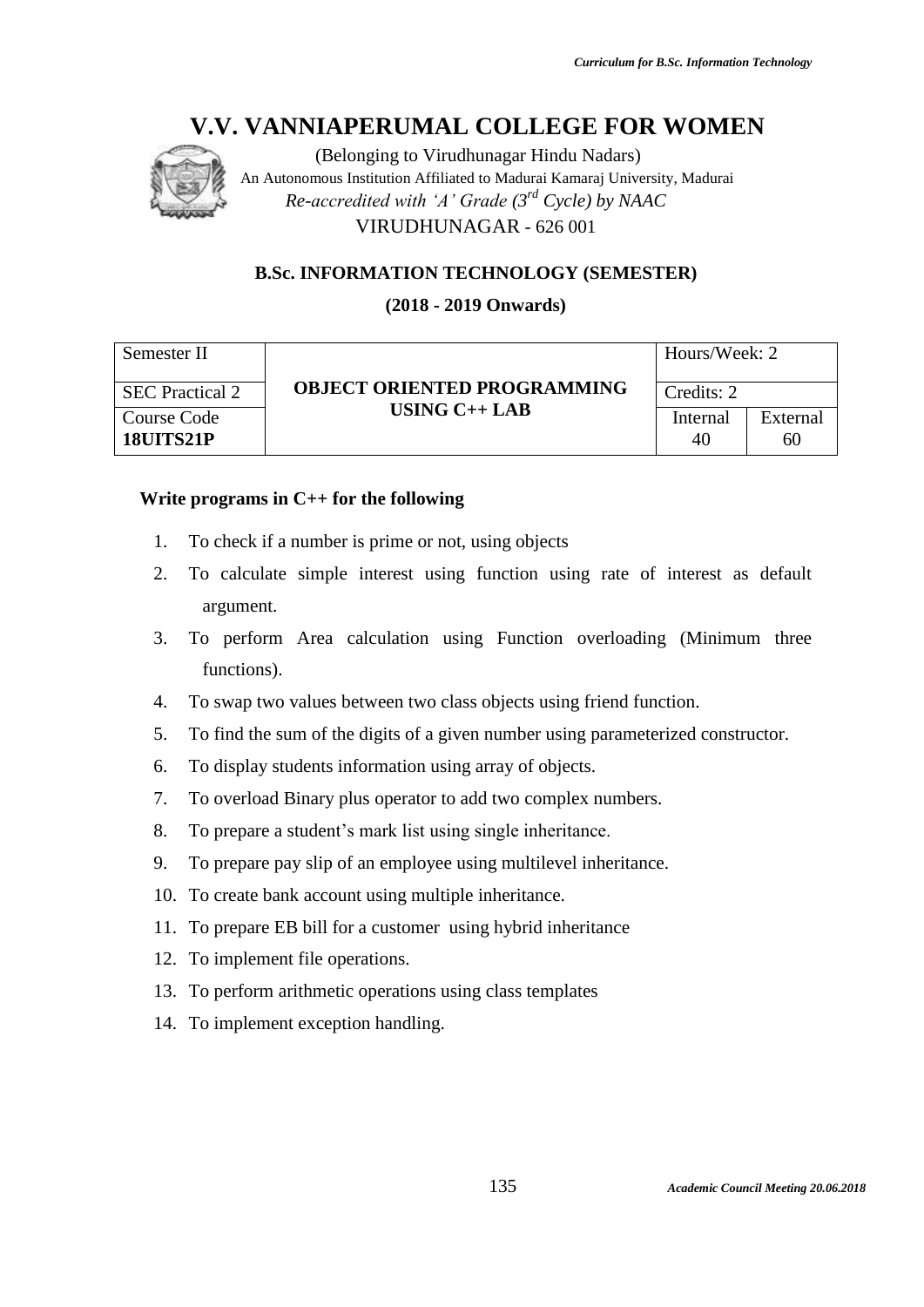# V.V. VANNIAPERUMAL COLLEGE FOR WOMEN

(Belonging to Virudhunagar Hindu Nadars)

An Autonomous Institution Affiliated to Madurai Kamaraj University, Madurai

*Re-accredited with 'A' Grade (3rd Cycle) by NAAC*

VIRUDHUNAGAR - 626 001

## B.Sc. INFORMATION TECHNOLOGY (SEMESTER)

### (2018 - 2019 Onwards)

| | | | |
|---|---|---|---|
| Semester II | **OBJECT ORIENTED PROGRAMMING USING C++ LAB** | Hours/Week: 2 | |
| SEC Practical 2 | | Credits: 2 | |
| Course Code **18UITS21P** | | Internal 40 | External 60 |

**Write programs in C++ for the following**

1. To check if a number is prime or not, using objects
2. To calculate simple interest using function using rate of interest as default argument.
3. To perform Area calculation using Function overloading (Minimum three functions).
4. To swap two values between two class objects using friend function.
5. To find the sum of the digits of a given number using parameterized constructor.
6. To display students information using array of objects.
7. To overload Binary plus operator to add two complex numbers.
8. To prepare a student's mark list using single inheritance.
9. To prepare pay slip of an employee using multilevel inheritance.
10. To create bank account using multiple inheritance.
11. To prepare EB bill for a customer using hybrid inheritance
12. To implement file operations.
13. To perform arithmetic operations using class templates
14. To implement exception handling.